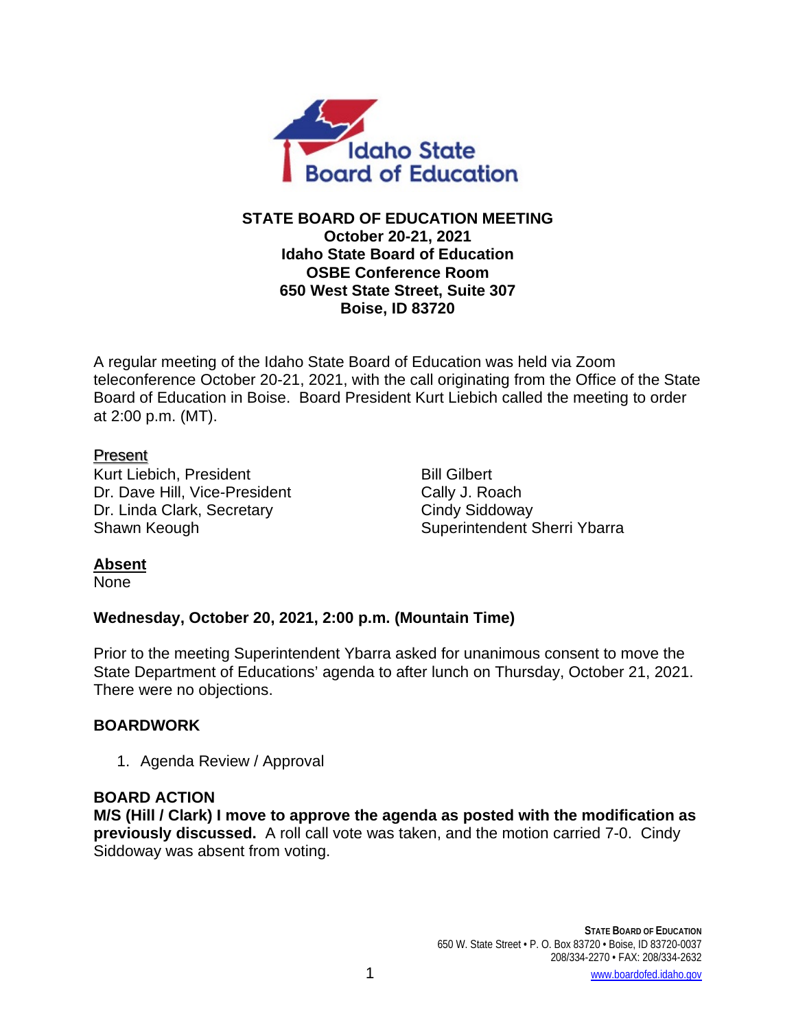**STATE BOARD OF EDUCATION MEETING**
**October 20-21, 2021**
**Idaho State Board of Education**
**OSBE Conference Room**
**650 West State Street, Suite 307**
**Boise, ID 83720**

A regular meeting of the Idaho State Board of Education was held via Zoom teleconference October 20-21, 2021, with the call originating from the Office of the State Board of Education in Boise. Board President Kurt Liebich called the meeting to order at 2:00 p.m. (MT).

**Present**

Kurt Liebich, President
Dr. Dave Hill, Vice-President
Dr. Linda Clark, Secretary
Shawn Keough
Bill Gilbert
Cally J. Roach
Cindy Siddoway
Superintendent Sherri Ybarra

**Absent**

None

**Wednesday, October 20, 2021, 2:00 p.m. (Mountain Time)**

Prior to the meeting Superintendent Ybarra asked for unanimous consent to move the State Department of Educations' agenda to after lunch on Thursday, October 21, 2021. There were no objections.

**BOARDWORK**

1. Agenda Review / Approval

**BOARD ACTION**

**M/S (Hill / Clark) I move to approve the agenda as posted with the modification as previously discussed.** A roll call vote was taken, and the motion carried 7-0. Cindy Siddoway was absent from voting.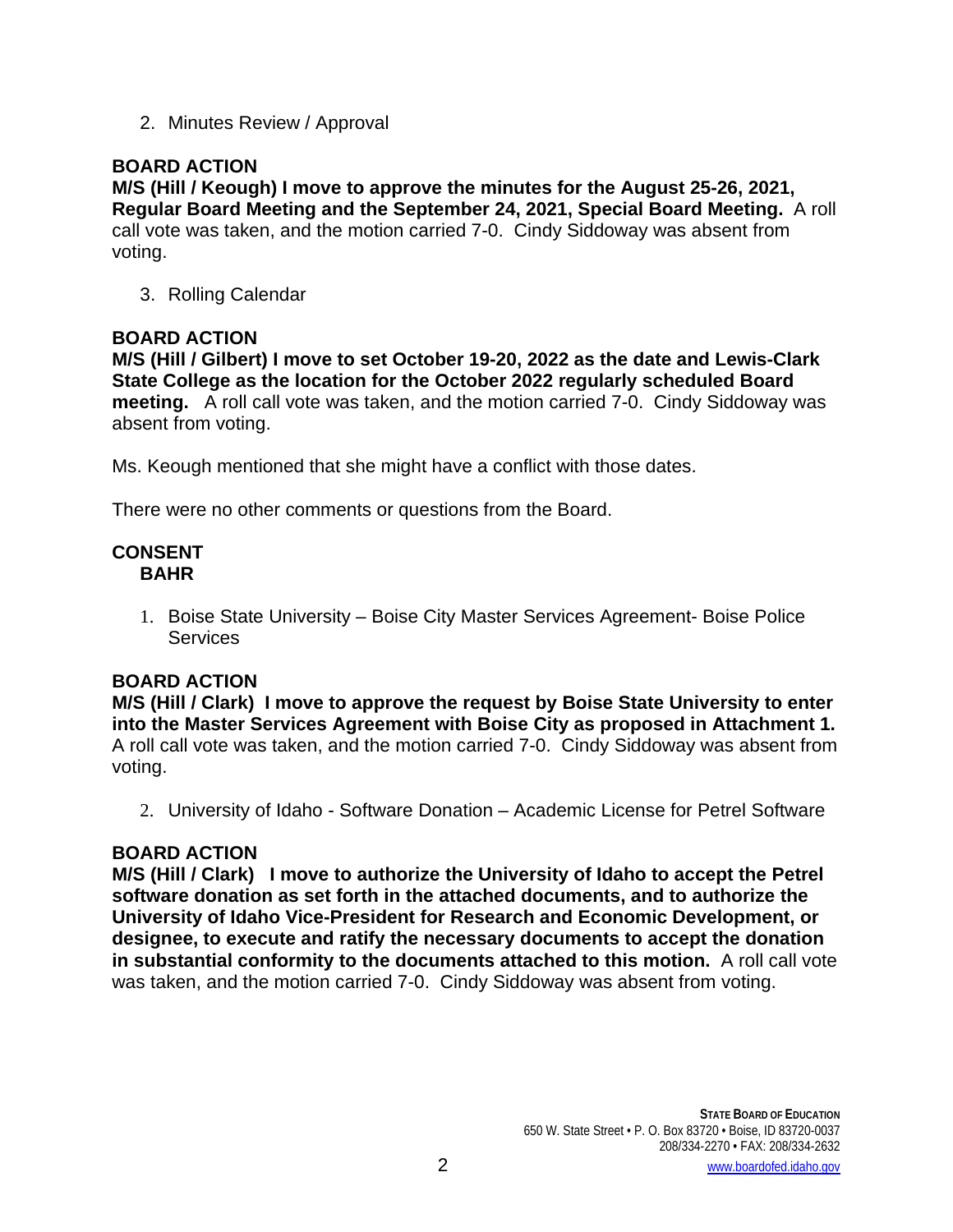2. Minutes Review / Approval

**BOARD ACTION**

**M/S (Hill / Keough) I move to approve the minutes for the August 25-26, 2021, Regular Board Meeting and the September 24, 2021, Special Board Meeting.** A roll call vote was taken, and the motion carried 7-0. Cindy Siddoway was absent from voting.

3. Rolling Calendar

**BOARD ACTION**

**M/S (Hill / Gilbert) I move to set October 19-20, 2022 as the date and Lewis-Clark State College as the location for the October 2022 regularly scheduled Board meeting.** A roll call vote was taken, and the motion carried 7-0. Cindy Siddoway was absent from voting.

Ms. Keough mentioned that she might have a conflict with those dates.

There were no other comments or questions from the Board.

**CONSENT**

**BAHR**

1. Boise State University – Boise City Master Services Agreement- Boise Police Services

**BOARD ACTION**

**M/S (Hill / Clark) I move to approve the request by Boise State University to enter into the Master Services Agreement with Boise City as proposed in Attachment 1.** A roll call vote was taken, and the motion carried 7-0. Cindy Siddoway was absent from voting.

2. University of Idaho - Software Donation – Academic License for Petrel Software

**BOARD ACTION**

**M/S (Hill / Clark) I move to authorize the University of Idaho to accept the Petrel software donation as set forth in the attached documents, and to authorize the University of Idaho Vice-President for Research and Economic Development, or designee, to execute and ratify the necessary documents to accept the donation in substantial conformity to the documents attached to this motion.** A roll call vote was taken, and the motion carried 7-0. Cindy Siddoway was absent from voting.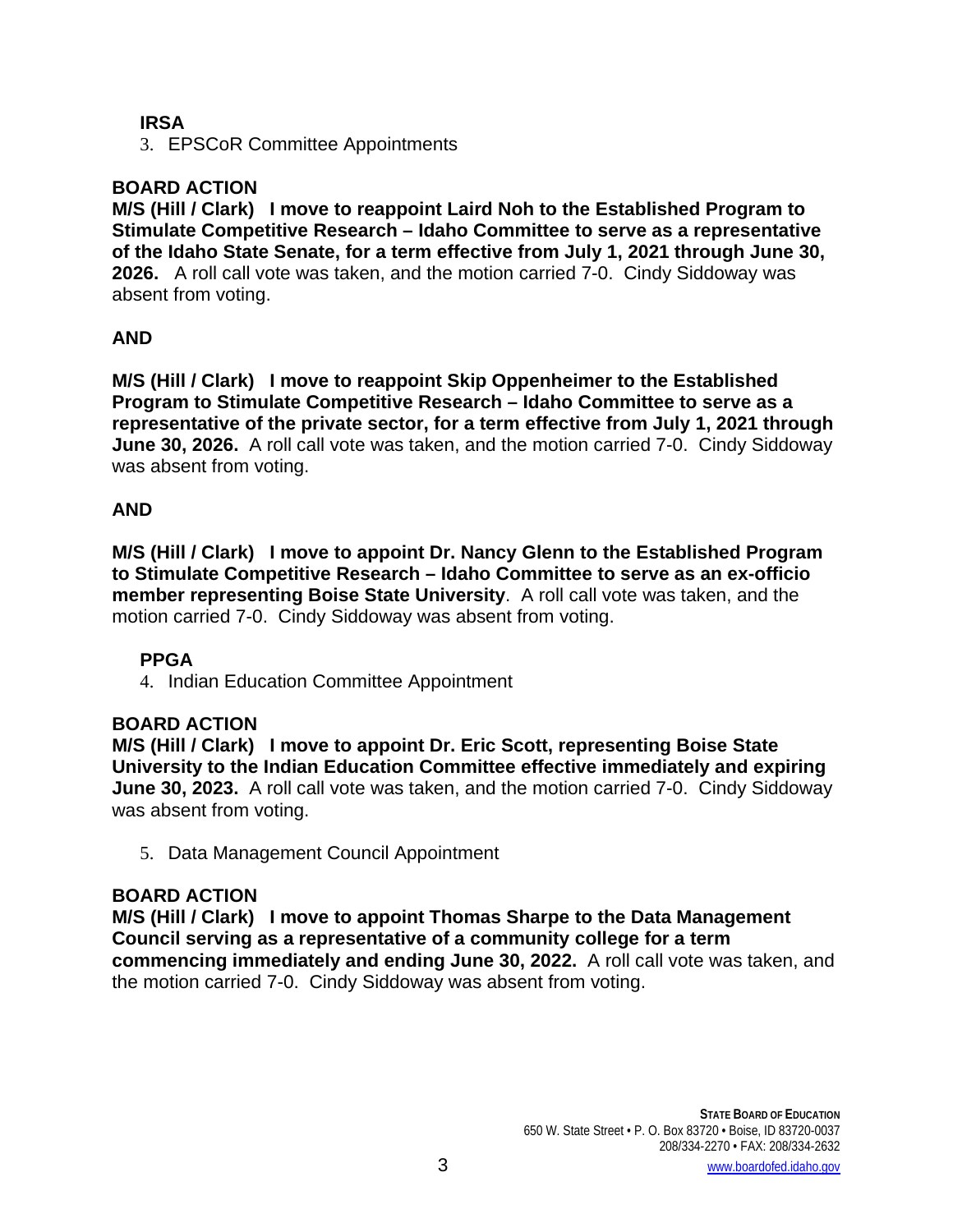**IRSA**

3. EPSCoR Committee Appointments

**BOARD ACTION**

**M/S (Hill / Clark) I move to reappoint Laird Noh to the Established Program to Stimulate Competitive Research – Idaho Committee to serve as a representative of the Idaho State Senate, for a term effective from July 1, 2021 through June 30, 2026.** A roll call vote was taken, and the motion carried 7-0. Cindy Siddoway was absent from voting.

**AND**

**M/S (Hill / Clark) I move to reappoint Skip Oppenheimer to the Established Program to Stimulate Competitive Research – Idaho Committee to serve as a representative of the private sector, for a term effective from July 1, 2021 through June 30, 2026.** A roll call vote was taken, and the motion carried 7-0. Cindy Siddoway was absent from voting.

**AND**

**M/S (Hill / Clark) I move to appoint Dr. Nancy Glenn to the Established Program to Stimulate Competitive Research – Idaho Committee to serve as an ex-officio member representing Boise State University**. A roll call vote was taken, and the motion carried 7-0. Cindy Siddoway was absent from voting.

**PPGA**

4. Indian Education Committee Appointment

**BOARD ACTION**

**M/S (Hill / Clark) I move to appoint Dr. Eric Scott, representing Boise State University to the Indian Education Committee effective immediately and expiring June 30, 2023.** A roll call vote was taken, and the motion carried 7-0. Cindy Siddoway was absent from voting.

5. Data Management Council Appointment

**BOARD ACTION**

**M/S (Hill / Clark) I move to appoint Thomas Sharpe to the Data Management Council serving as a representative of a community college for a term commencing immediately and ending June 30, 2022.** A roll call vote was taken, and the motion carried 7-0. Cindy Siddoway was absent from voting.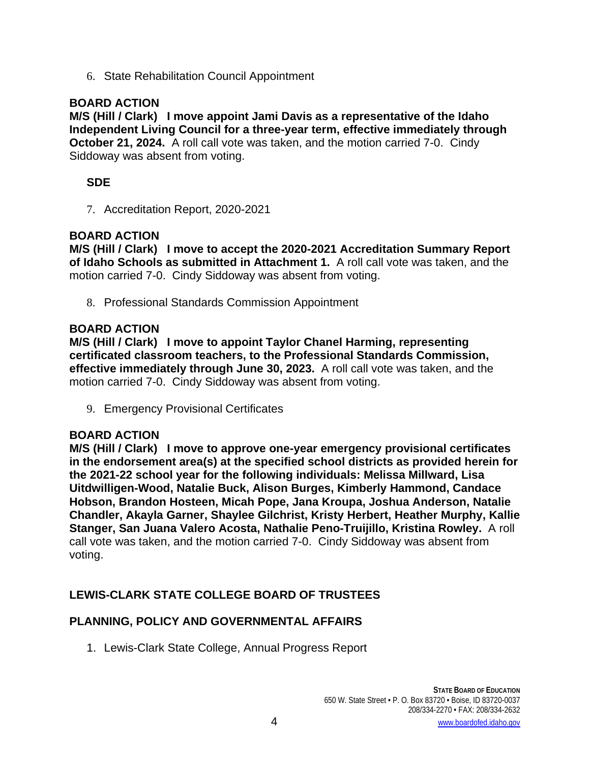6. State Rehabilitation Council Appointment

**BOARD ACTION**

**M/S (Hill / Clark) I move appoint Jami Davis as a representative of the Idaho Independent Living Council for a three-year term, effective immediately through October 21, 2024.** A roll call vote was taken, and the motion carried 7-0. Cindy Siddoway was absent from voting.

**SDE**

7. Accreditation Report, 2020-2021

**BOARD ACTION**

**M/S (Hill / Clark) I move to accept the 2020-2021 Accreditation Summary Report of Idaho Schools as submitted in Attachment 1.** A roll call vote was taken, and the motion carried 7-0. Cindy Siddoway was absent from voting.

8. Professional Standards Commission Appointment

**BOARD ACTION**

**M/S (Hill / Clark) I move to appoint Taylor Chanel Harming, representing certificated classroom teachers, to the Professional Standards Commission, effective immediately through June 30, 2023.** A roll call vote was taken, and the motion carried 7-0. Cindy Siddoway was absent from voting.

9. Emergency Provisional Certificates

**BOARD ACTION**

**M/S (Hill / Clark) I move to approve one-year emergency provisional certificates in the endorsement area(s) at the specified school districts as provided herein for the 2021-22 school year for the following individuals: Melissa Millward, Lisa Uitdwilligen-Wood, Natalie Buck, Alison Burges, Kimberly Hammond, Candace Hobson, Brandon Hosteen, Micah Pope, Jana Kroupa, Joshua Anderson, Natalie Chandler, Akayla Garner, Shaylee Gilchrist, Kristy Herbert, Heather Murphy, Kallie Stanger, San Juana Valero Acosta, Nathalie Peno-Truijillo, Kristina Rowley.** A roll call vote was taken, and the motion carried 7-0. Cindy Siddoway was absent from voting.

## LEWIS-CLARK STATE COLLEGE BOARD OF TRUSTEES

## PLANNING, POLICY AND GOVERNMENTAL AFFAIRS

1. Lewis-Clark State College, Annual Progress Report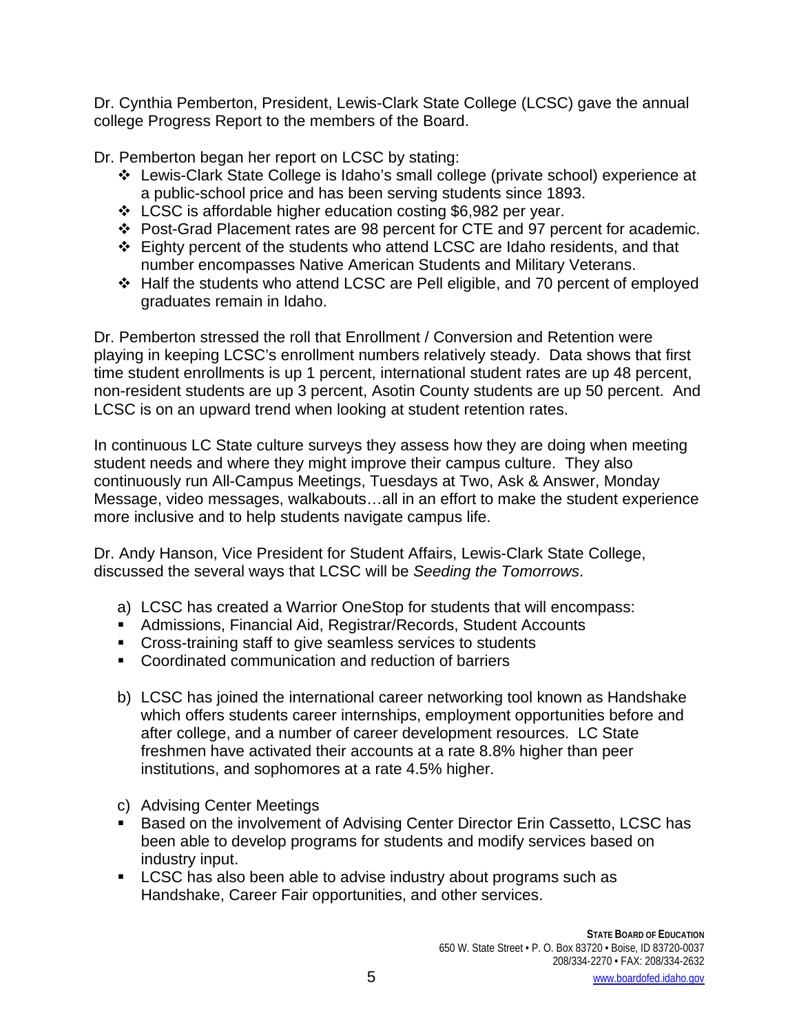Dr. Cynthia Pemberton, President, Lewis-Clark State College (LCSC) gave the annual college Progress Report to the members of the Board.

Dr. Pemberton began her report on LCSC by stating:

- ❖ Lewis-Clark State College is Idaho's small college (private school) experience at a public-school price and has been serving students since 1893.
- ❖ LCSC is affordable higher education costing $6,982 per year.
- ❖ Post-Grad Placement rates are 98 percent for CTE and 97 percent for academic.
- ❖ Eighty percent of the students who attend LCSC are Idaho residents, and that number encompasses Native American Students and Military Veterans.
- ❖ Half the students who attend LCSC are Pell eligible, and 70 percent of employed graduates remain in Idaho.

Dr. Pemberton stressed the roll that Enrollment / Conversion and Retention were playing in keeping LCSC's enrollment numbers relatively steady. Data shows that first time student enrollments is up 1 percent, international student rates are up 48 percent, non-resident students are up 3 percent, Asotin County students are up 50 percent. And LCSC is on an upward trend when looking at student retention rates.

In continuous LC State culture surveys they assess how they are doing when meeting student needs and where they might improve their campus culture. They also continuously run All-Campus Meetings, Tuesdays at Two, Ask & Answer, Monday Message, video messages, walkabouts…all in an effort to make the student experience more inclusive and to help students navigate campus life.

Dr. Andy Hanson, Vice President for Student Affairs, Lewis-Clark State College, discussed the several ways that LCSC will be *Seeding the Tomorrows*.

a) LCSC has created a Warrior OneStop for students that will encompass:
   - Admissions, Financial Aid, Registrar/Records, Student Accounts
   - Cross-training staff to give seamless services to students
   - Coordinated communication and reduction of barriers

b) LCSC has joined the international career networking tool known as Handshake which offers students career internships, employment opportunities before and after college, and a number of career development resources. LC State freshmen have activated their accounts at a rate 8.8% higher than peer institutions, and sophomores at a rate 4.5% higher.

c) Advising Center Meetings
   - Based on the involvement of Advising Center Director Erin Cassetto, LCSC has been able to develop programs for students and modify services based on industry input.
   - LCSC has also been able to advise industry about programs such as Handshake, Career Fair opportunities, and other services.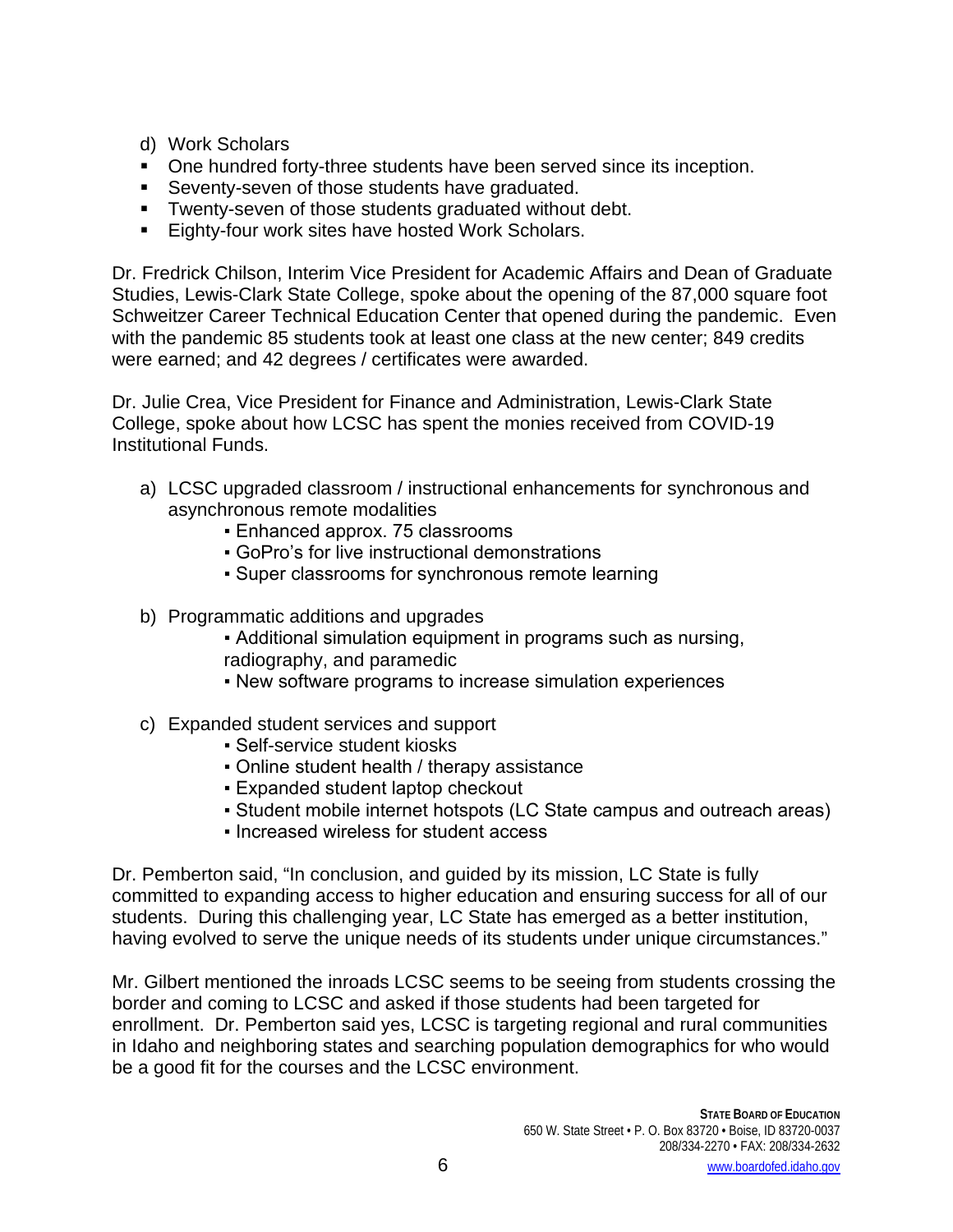d) Work Scholars

- One hundred forty-three students have been served since its inception.
- Seventy-seven of those students have graduated.
- Twenty-seven of those students graduated without debt.
- Eighty-four work sites have hosted Work Scholars.

Dr. Fredrick Chilson, Interim Vice President for Academic Affairs and Dean of Graduate Studies, Lewis-Clark State College, spoke about the opening of the 87,000 square foot Schweitzer Career Technical Education Center that opened during the pandemic. Even with the pandemic 85 students took at least one class at the new center; 849 credits were earned; and 42 degrees / certificates were awarded.

Dr. Julie Crea, Vice President for Finance and Administration, Lewis-Clark State College, spoke about how LCSC has spent the monies received from COVID-19 Institutional Funds.

a) LCSC upgraded classroom / instructional enhancements for synchronous and asynchronous remote modalities
   - Enhanced approx. 75 classrooms
   - GoPro's for live instructional demonstrations
   - Super classrooms for synchronous remote learning

b) Programmatic additions and upgrades
   - Additional simulation equipment in programs such as nursing, radiography, and paramedic
   - New software programs to increase simulation experiences

c) Expanded student services and support
   - Self-service student kiosks
   - Online student health / therapy assistance
   - Expanded student laptop checkout
   - Student mobile internet hotspots (LC State campus and outreach areas)
   - Increased wireless for student access

Dr. Pemberton said, "In conclusion, and guided by its mission, LC State is fully committed to expanding access to higher education and ensuring success for all of our students. During this challenging year, LC State has emerged as a better institution, having evolved to serve the unique needs of its students under unique circumstances."

Mr. Gilbert mentioned the inroads LCSC seems to be seeing from students crossing the border and coming to LCSC and asked if those students had been targeted for enrollment. Dr. Pemberton said yes, LCSC is targeting regional and rural communities in Idaho and neighboring states and searching population demographics for who would be a good fit for the courses and the LCSC environment.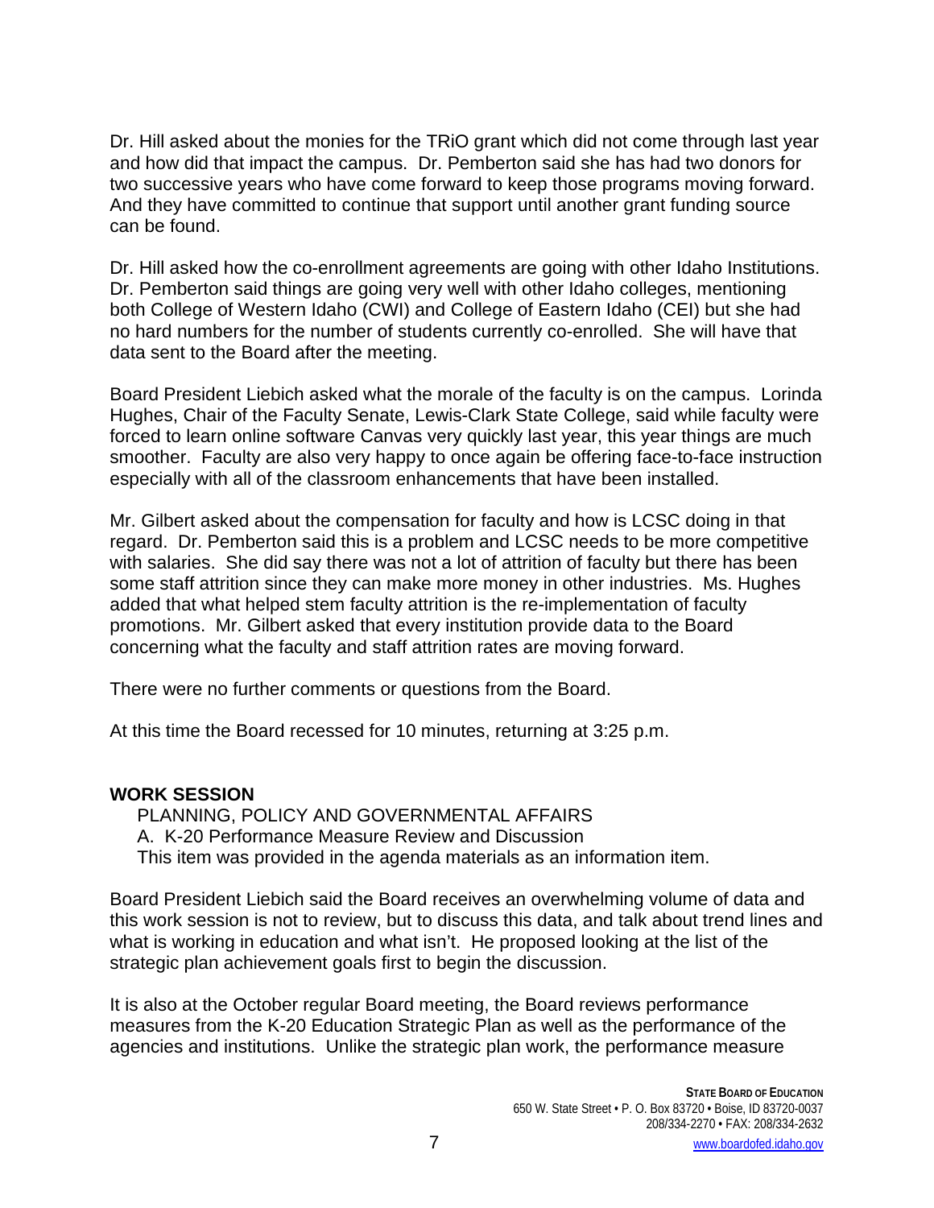Dr. Hill asked about the monies for the TRiO grant which did not come through last year and how did that impact the campus. Dr. Pemberton said she has had two donors for two successive years who have come forward to keep those programs moving forward. And they have committed to continue that support until another grant funding source can be found.

Dr. Hill asked how the co-enrollment agreements are going with other Idaho Institutions. Dr. Pemberton said things are going very well with other Idaho colleges, mentioning both College of Western Idaho (CWI) and College of Eastern Idaho (CEI) but she had no hard numbers for the number of students currently co-enrolled. She will have that data sent to the Board after the meeting.

Board President Liebich asked what the morale of the faculty is on the campus. Lorinda Hughes, Chair of the Faculty Senate, Lewis-Clark State College, said while faculty were forced to learn online software Canvas very quickly last year, this year things are much smoother. Faculty are also very happy to once again be offering face-to-face instruction especially with all of the classroom enhancements that have been installed.

Mr. Gilbert asked about the compensation for faculty and how is LCSC doing in that regard. Dr. Pemberton said this is a problem and LCSC needs to be more competitive with salaries. She did say there was not a lot of attrition of faculty but there has been some staff attrition since they can make more money in other industries. Ms. Hughes added that what helped stem faculty attrition is the re-implementation of faculty promotions. Mr. Gilbert asked that every institution provide data to the Board concerning what the faculty and staff attrition rates are moving forward.

There were no further comments or questions from the Board.

At this time the Board recessed for 10 minutes, returning at 3:25 p.m.

## WORK SESSION

PLANNING, POLICY AND GOVERNMENTAL AFFAIRS
A. K-20 Performance Measure Review and Discussion
This item was provided in the agenda materials as an information item.

Board President Liebich said the Board receives an overwhelming volume of data and this work session is not to review, but to discuss this data, and talk about trend lines and what is working in education and what isn't. He proposed looking at the list of the strategic plan achievement goals first to begin the discussion.

It is also at the October regular Board meeting, the Board reviews performance measures from the K-20 Education Strategic Plan as well as the performance of the agencies and institutions. Unlike the strategic plan work, the performance measure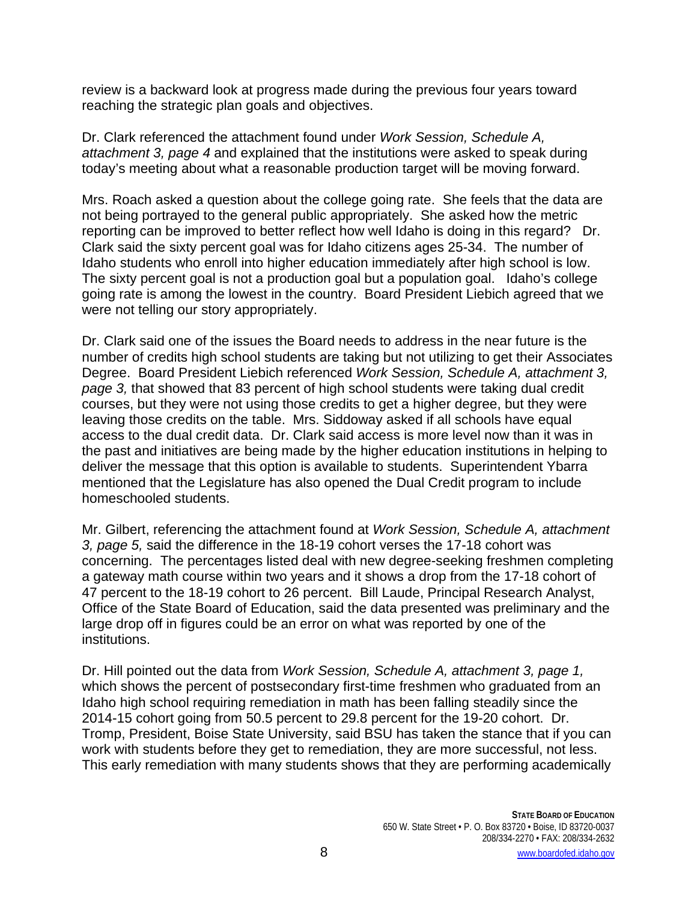review is a backward look at progress made during the previous four years toward reaching the strategic plan goals and objectives.

Dr. Clark referenced the attachment found under *Work Session, Schedule A, attachment 3, page 4* and explained that the institutions were asked to speak during today's meeting about what a reasonable production target will be moving forward.

Mrs. Roach asked a question about the college going rate. She feels that the data are not being portrayed to the general public appropriately. She asked how the metric reporting can be improved to better reflect how well Idaho is doing in this regard? Dr. Clark said the sixty percent goal was for Idaho citizens ages 25-34. The number of Idaho students who enroll into higher education immediately after high school is low. The sixty percent goal is not a production goal but a population goal. Idaho's college going rate is among the lowest in the country. Board President Liebich agreed that we were not telling our story appropriately.

Dr. Clark said one of the issues the Board needs to address in the near future is the number of credits high school students are taking but not utilizing to get their Associates Degree. Board President Liebich referenced *Work Session, Schedule A, attachment 3, page 3,* that showed that 83 percent of high school students were taking dual credit courses, but they were not using those credits to get a higher degree, but they were leaving those credits on the table. Mrs. Siddoway asked if all schools have equal access to the dual credit data. Dr. Clark said access is more level now than it was in the past and initiatives are being made by the higher education institutions in helping to deliver the message that this option is available to students. Superintendent Ybarra mentioned that the Legislature has also opened the Dual Credit program to include homeschooled students.

Mr. Gilbert, referencing the attachment found at *Work Session, Schedule A, attachment 3, page 5,* said the difference in the 18-19 cohort verses the 17-18 cohort was concerning. The percentages listed deal with new degree-seeking freshmen completing a gateway math course within two years and it shows a drop from the 17-18 cohort of 47 percent to the 18-19 cohort to 26 percent. Bill Laude, Principal Research Analyst, Office of the State Board of Education, said the data presented was preliminary and the large drop off in figures could be an error on what was reported by one of the institutions.

Dr. Hill pointed out the data from *Work Session, Schedule A, attachment 3, page 1,* which shows the percent of postsecondary first-time freshmen who graduated from an Idaho high school requiring remediation in math has been falling steadily since the 2014-15 cohort going from 50.5 percent to 29.8 percent for the 19-20 cohort. Dr. Tromp, President, Boise State University, said BSU has taken the stance that if you can work with students before they get to remediation, they are more successful, not less. This early remediation with many students shows that they are performing academically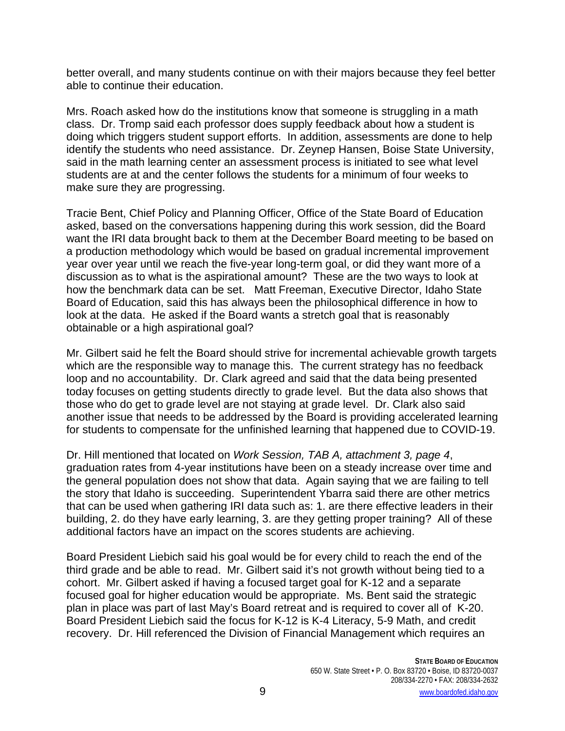better overall, and many students continue on with their majors because they feel better able to continue their education.

Mrs. Roach asked how do the institutions know that someone is struggling in a math class. Dr. Tromp said each professor does supply feedback about how a student is doing which triggers student support efforts. In addition, assessments are done to help identify the students who need assistance. Dr. Zeynep Hansen, Boise State University, said in the math learning center an assessment process is initiated to see what level students are at and the center follows the students for a minimum of four weeks to make sure they are progressing.

Tracie Bent, Chief Policy and Planning Officer, Office of the State Board of Education asked, based on the conversations happening during this work session, did the Board want the IRI data brought back to them at the December Board meeting to be based on a production methodology which would be based on gradual incremental improvement year over year until we reach the five-year long-term goal, or did they want more of a discussion as to what is the aspirational amount? These are the two ways to look at how the benchmark data can be set. Matt Freeman, Executive Director, Idaho State Board of Education, said this has always been the philosophical difference in how to look at the data. He asked if the Board wants a stretch goal that is reasonably obtainable or a high aspirational goal?

Mr. Gilbert said he felt the Board should strive for incremental achievable growth targets which are the responsible way to manage this. The current strategy has no feedback loop and no accountability. Dr. Clark agreed and said that the data being presented today focuses on getting students directly to grade level. But the data also shows that those who do get to grade level are not staying at grade level. Dr. Clark also said another issue that needs to be addressed by the Board is providing accelerated learning for students to compensate for the unfinished learning that happened due to COVID-19.

Dr. Hill mentioned that located on *Work Session, TAB A, attachment 3, page 4*, graduation rates from 4-year institutions have been on a steady increase over time and the general population does not show that data. Again saying that we are failing to tell the story that Idaho is succeeding. Superintendent Ybarra said there are other metrics that can be used when gathering IRI data such as: 1. are there effective leaders in their building, 2. do they have early learning, 3. are they getting proper training? All of these additional factors have an impact on the scores students are achieving.

Board President Liebich said his goal would be for every child to reach the end of the third grade and be able to read. Mr. Gilbert said it's not growth without being tied to a cohort. Mr. Gilbert asked if having a focused target goal for K-12 and a separate focused goal for higher education would be appropriate. Ms. Bent said the strategic plan in place was part of last May's Board retreat and is required to cover all of K-20. Board President Liebich said the focus for K-12 is K-4 Literacy, 5-9 Math, and credit recovery. Dr. Hill referenced the Division of Financial Management which requires an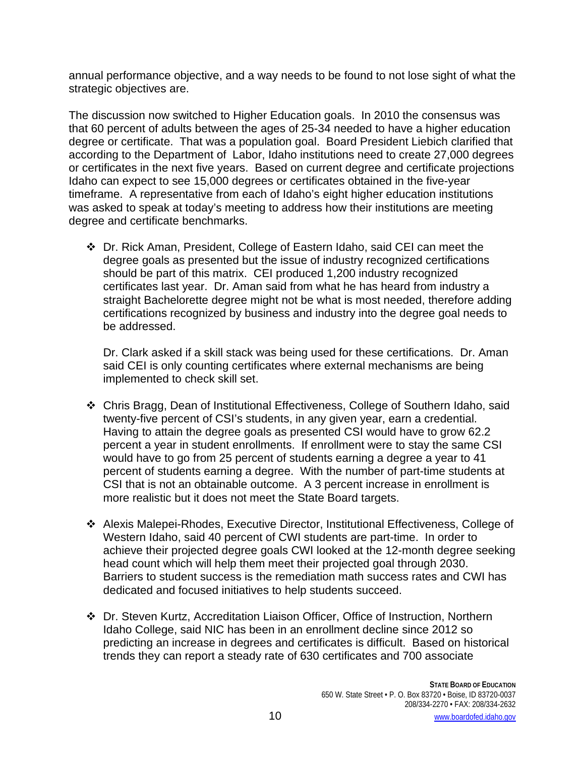annual performance objective, and a way needs to be found to not lose sight of what the strategic objectives are.

The discussion now switched to Higher Education goals. In 2010 the consensus was that 60 percent of adults between the ages of 25-34 needed to have a higher education degree or certificate. That was a population goal. Board President Liebich clarified that according to the Department of Labor, Idaho institutions need to create 27,000 degrees or certificates in the next five years. Based on current degree and certificate projections Idaho can expect to see 15,000 degrees or certificates obtained in the five-year timeframe. A representative from each of Idaho's eight higher education institutions was asked to speak at today's meeting to address how their institutions are meeting degree and certificate benchmarks.

- Dr. Rick Aman, President, College of Eastern Idaho, said CEI can meet the degree goals as presented but the issue of industry recognized certifications should be part of this matrix. CEI produced 1,200 industry recognized certificates last year. Dr. Aman said from what he has heard from industry a straight Bachelorette degree might not be what is most needed, therefore adding certifications recognized by business and industry into the degree goal needs to be addressed.

  Dr. Clark asked if a skill stack was being used for these certifications. Dr. Aman said CEI is only counting certificates where external mechanisms are being implemented to check skill set.

- Chris Bragg, Dean of Institutional Effectiveness, College of Southern Idaho, said twenty-five percent of CSI's students, in any given year, earn a credential. Having to attain the degree goals as presented CSI would have to grow 62.2 percent a year in student enrollments. If enrollment were to stay the same CSI would have to go from 25 percent of students earning a degree a year to 41 percent of students earning a degree. With the number of part-time students at CSI that is not an obtainable outcome. A 3 percent increase in enrollment is more realistic but it does not meet the State Board targets.

- Alexis Malepei-Rhodes, Executive Director, Institutional Effectiveness, College of Western Idaho, said 40 percent of CWI students are part-time. In order to achieve their projected degree goals CWI looked at the 12-month degree seeking head count which will help them meet their projected goal through 2030. Barriers to student success is the remediation math success rates and CWI has dedicated and focused initiatives to help students succeed.

- Dr. Steven Kurtz, Accreditation Liaison Officer, Office of Instruction, Northern Idaho College, said NIC has been in an enrollment decline since 2012 so predicting an increase in degrees and certificates is difficult. Based on historical trends they can report a steady rate of 630 certificates and 700 associate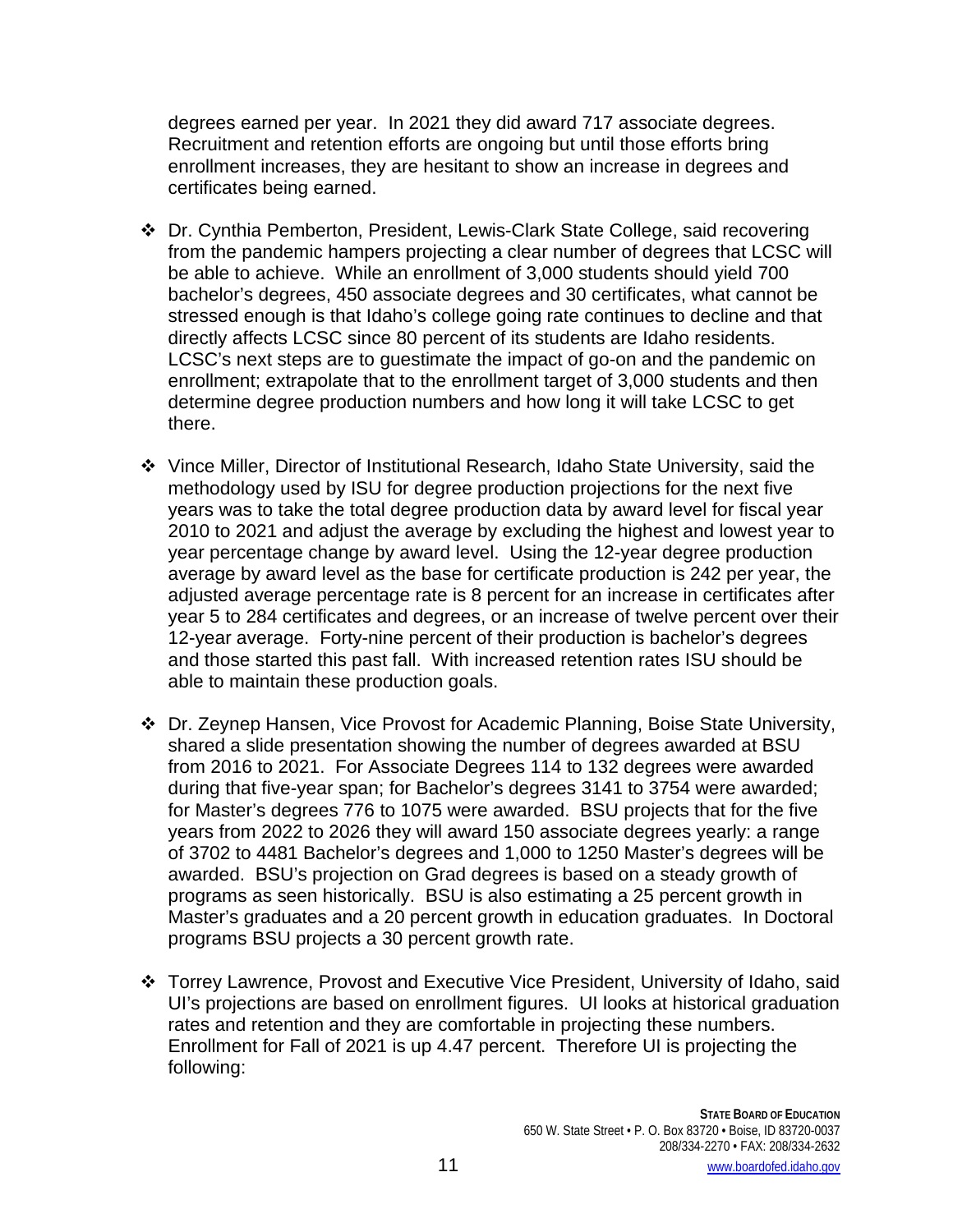degrees earned per year. In 2021 they did award 717 associate degrees. Recruitment and retention efforts are ongoing but until those efforts bring enrollment increases, they are hesitant to show an increase in degrees and certificates being earned.

- Dr. Cynthia Pemberton, President, Lewis-Clark State College, said recovering from the pandemic hampers projecting a clear number of degrees that LCSC will be able to achieve. While an enrollment of 3,000 students should yield 700 bachelor's degrees, 450 associate degrees and 30 certificates, what cannot be stressed enough is that Idaho's college going rate continues to decline and that directly affects LCSC since 80 percent of its students are Idaho residents. LCSC's next steps are to guestimate the impact of go-on and the pandemic on enrollment; extrapolate that to the enrollment target of 3,000 students and then determine degree production numbers and how long it will take LCSC to get there.

- Vince Miller, Director of Institutional Research, Idaho State University, said the methodology used by ISU for degree production projections for the next five years was to take the total degree production data by award level for fiscal year 2010 to 2021 and adjust the average by excluding the highest and lowest year to year percentage change by award level. Using the 12-year degree production average by award level as the base for certificate production is 242 per year, the adjusted average percentage rate is 8 percent for an increase in certificates after year 5 to 284 certificates and degrees, or an increase of twelve percent over their 12-year average. Forty-nine percent of their production is bachelor's degrees and those started this past fall. With increased retention rates ISU should be able to maintain these production goals.

- Dr. Zeynep Hansen, Vice Provost for Academic Planning, Boise State University, shared a slide presentation showing the number of degrees awarded at BSU from 2016 to 2021. For Associate Degrees 114 to 132 degrees were awarded during that five-year span; for Bachelor's degrees 3141 to 3754 were awarded; for Master's degrees 776 to 1075 were awarded. BSU projects that for the five years from 2022 to 2026 they will award 150 associate degrees yearly: a range of 3702 to 4481 Bachelor's degrees and 1,000 to 1250 Master's degrees will be awarded. BSU's projection on Grad degrees is based on a steady growth of programs as seen historically. BSU is also estimating a 25 percent growth in Master's graduates and a 20 percent growth in education graduates. In Doctoral programs BSU projects a 30 percent growth rate.

- Torrey Lawrence, Provost and Executive Vice President, University of Idaho, said UI's projections are based on enrollment figures. UI looks at historical graduation rates and retention and they are comfortable in projecting these numbers. Enrollment for Fall of 2021 is up 4.47 percent. Therefore UI is projecting the following: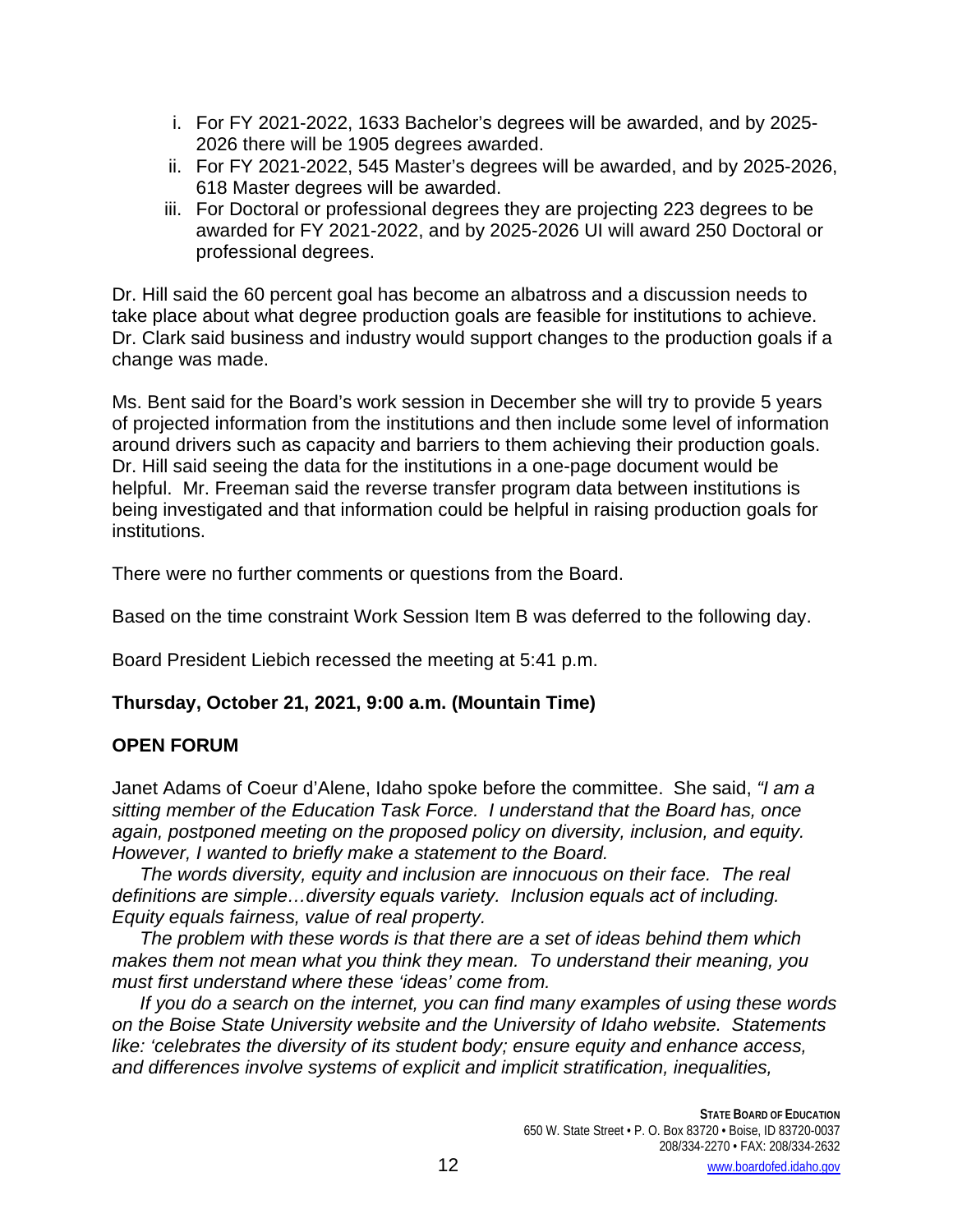i. For FY 2021-2022, 1633 Bachelor's degrees will be awarded, and by 2025-2026 there will be 1905 degrees awarded.
ii. For FY 2021-2022, 545 Master's degrees will be awarded, and by 2025-2026, 618 Master degrees will be awarded.
iii. For Doctoral or professional degrees they are projecting 223 degrees to be awarded for FY 2021-2022, and by 2025-2026 UI will award 250 Doctoral or professional degrees.

Dr. Hill said the 60 percent goal has become an albatross and a discussion needs to take place about what degree production goals are feasible for institutions to achieve. Dr. Clark said business and industry would support changes to the production goals if a change was made.

Ms. Bent said for the Board's work session in December she will try to provide 5 years of projected information from the institutions and then include some level of information around drivers such as capacity and barriers to them achieving their production goals. Dr. Hill said seeing the data for the institutions in a one-page document would be helpful. Mr. Freeman said the reverse transfer program data between institutions is being investigated and that information could be helpful in raising production goals for institutions.

There were no further comments or questions from the Board.

Based on the time constraint Work Session Item B was deferred to the following day.

Board President Liebich recessed the meeting at 5:41 p.m.

**Thursday, October 21, 2021, 9:00 a.m. (Mountain Time)**

**OPEN FORUM**

Janet Adams of Coeur d'Alene, Idaho spoke before the committee. She said, *"I am a sitting member of the Education Task Force. I understand that the Board has, once again, postponed meeting on the proposed policy on diversity, inclusion, and equity. However, I wanted to briefly make a statement to the Board.*

*The words diversity, equity and inclusion are innocuous on their face. The real definitions are simple…diversity equals variety. Inclusion equals act of including. Equity equals fairness, value of real property.*

*The problem with these words is that there are a set of ideas behind them which makes them not mean what you think they mean. To understand their meaning, you must first understand where these 'ideas' come from.*

*If you do a search on the internet, you can find many examples of using these words on the Boise State University website and the University of Idaho website. Statements like: 'celebrates the diversity of its student body; ensure equity and enhance access, and differences involve systems of explicit and implicit stratification, inequalities,*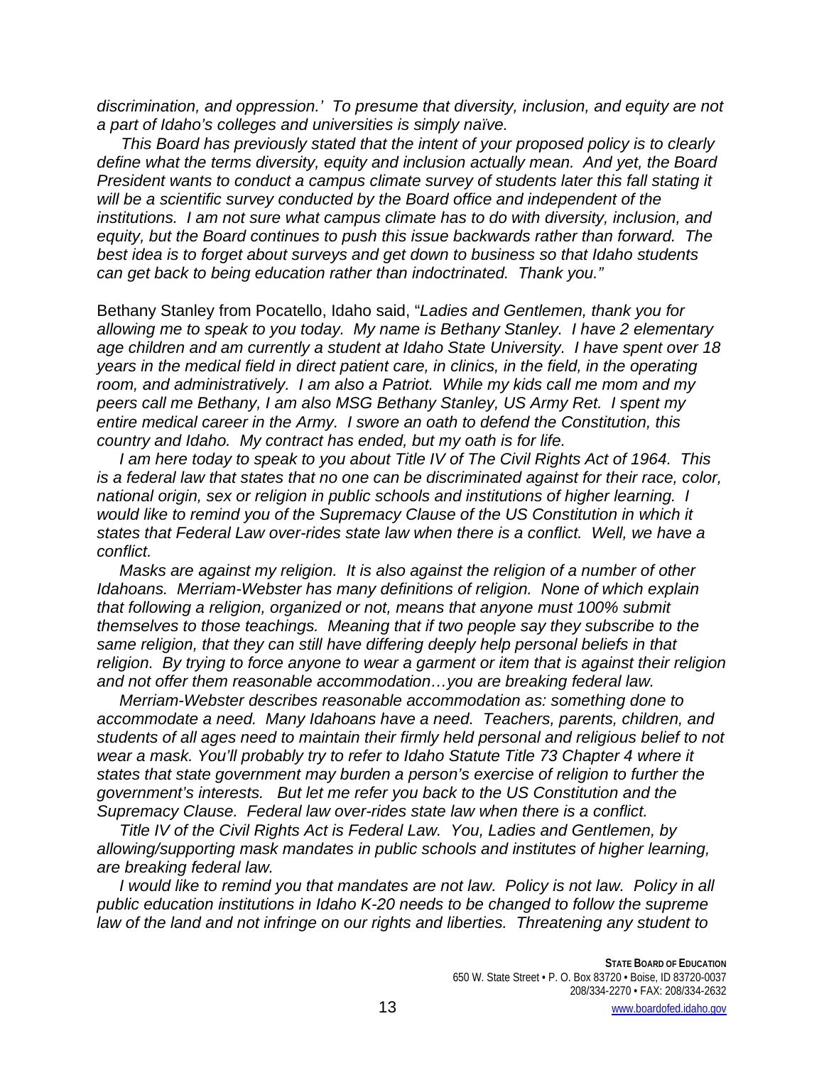*discrimination, and oppression.' To presume that diversity, inclusion, and equity are not a part of Idaho's colleges and universities is simply naïve.*

*This Board has previously stated that the intent of your proposed policy is to clearly define what the terms diversity, equity and inclusion actually mean. And yet, the Board President wants to conduct a campus climate survey of students later this fall stating it will be a scientific survey conducted by the Board office and independent of the institutions. I am not sure what campus climate has to do with diversity, inclusion, and equity, but the Board continues to push this issue backwards rather than forward. The best idea is to forget about surveys and get down to business so that Idaho students can get back to being education rather than indoctrinated. Thank you."*

Bethany Stanley from Pocatello, Idaho said, "*Ladies and Gentlemen, thank you for allowing me to speak to you today. My name is Bethany Stanley. I have 2 elementary age children and am currently a student at Idaho State University. I have spent over 18 years in the medical field in direct patient care, in clinics, in the field, in the operating room, and administratively. I am also a Patriot. While my kids call me mom and my peers call me Bethany, I am also MSG Bethany Stanley, US Army Ret. I spent my entire medical career in the Army. I swore an oath to defend the Constitution, this country and Idaho. My contract has ended, but my oath is for life.*

*I am here today to speak to you about Title IV of The Civil Rights Act of 1964. This is a federal law that states that no one can be discriminated against for their race, color, national origin, sex or religion in public schools and institutions of higher learning. I would like to remind you of the Supremacy Clause of the US Constitution in which it states that Federal Law over-rides state law when there is a conflict. Well, we have a conflict.*

*Masks are against my religion. It is also against the religion of a number of other Idahoans. Merriam-Webster has many definitions of religion. None of which explain that following a religion, organized or not, means that anyone must 100% submit themselves to those teachings. Meaning that if two people say they subscribe to the same religion, that they can still have differing deeply help personal beliefs in that religion. By trying to force anyone to wear a garment or item that is against their religion and not offer them reasonable accommodation…you are breaking federal law.*

*Merriam-Webster describes reasonable accommodation as: something done to accommodate a need. Many Idahoans have a need. Teachers, parents, children, and students of all ages need to maintain their firmly held personal and religious belief to not wear a mask. You'll probably try to refer to Idaho Statute Title 73 Chapter 4 where it states that state government may burden a person's exercise of religion to further the government's interests. But let me refer you back to the US Constitution and the Supremacy Clause. Federal law over-rides state law when there is a conflict.*

*Title IV of the Civil Rights Act is Federal Law. You, Ladies and Gentlemen, by allowing/supporting mask mandates in public schools and institutes of higher learning, are breaking federal law.*

*I would like to remind you that mandates are not law. Policy is not law. Policy in all public education institutions in Idaho K-20 needs to be changed to follow the supreme law of the land and not infringe on our rights and liberties. Threatening any student to*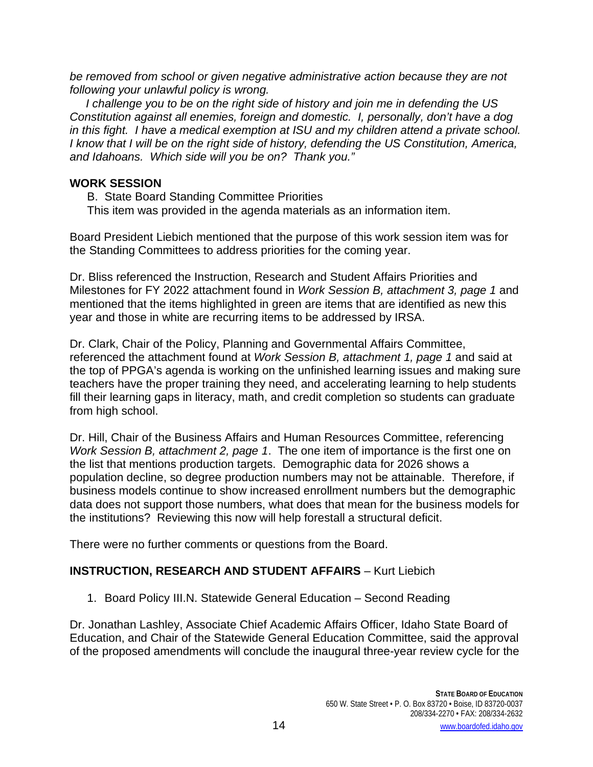*be removed from school or given negative administrative action because they are not following your unlawful policy is wrong.*

*I challenge you to be on the right side of history and join me in defending the US Constitution against all enemies, foreign and domestic. I, personally, don't have a dog in this fight. I have a medical exemption at ISU and my children attend a private school. I know that I will be on the right side of history, defending the US Constitution, America, and Idahoans. Which side will you be on? Thank you."*

**WORK SESSION**

B. State Board Standing Committee Priorities

This item was provided in the agenda materials as an information item.

Board President Liebich mentioned that the purpose of this work session item was for the Standing Committees to address priorities for the coming year.

Dr. Bliss referenced the Instruction, Research and Student Affairs Priorities and Milestones for FY 2022 attachment found in *Work Session B, attachment 3, page 1* and mentioned that the items highlighted in green are items that are identified as new this year and those in white are recurring items to be addressed by IRSA.

Dr. Clark, Chair of the Policy, Planning and Governmental Affairs Committee, referenced the attachment found at *Work Session B, attachment 1, page 1* and said at the top of PPGA's agenda is working on the unfinished learning issues and making sure teachers have the proper training they need, and accelerating learning to help students fill their learning gaps in literacy, math, and credit completion so students can graduate from high school.

Dr. Hill, Chair of the Business Affairs and Human Resources Committee, referencing *Work Session B, attachment 2, page 1*. The one item of importance is the first one on the list that mentions production targets. Demographic data for 2026 shows a population decline, so degree production numbers may not be attainable. Therefore, if business models continue to show increased enrollment numbers but the demographic data does not support those numbers, what does that mean for the business models for the institutions? Reviewing this now will help forestall a structural deficit.

There were no further comments or questions from the Board.

**INSTRUCTION, RESEARCH AND STUDENT AFFAIRS** – Kurt Liebich

1. Board Policy III.N. Statewide General Education – Second Reading

Dr. Jonathan Lashley, Associate Chief Academic Affairs Officer, Idaho State Board of Education, and Chair of the Statewide General Education Committee, said the approval of the proposed amendments will conclude the inaugural three-year review cycle for the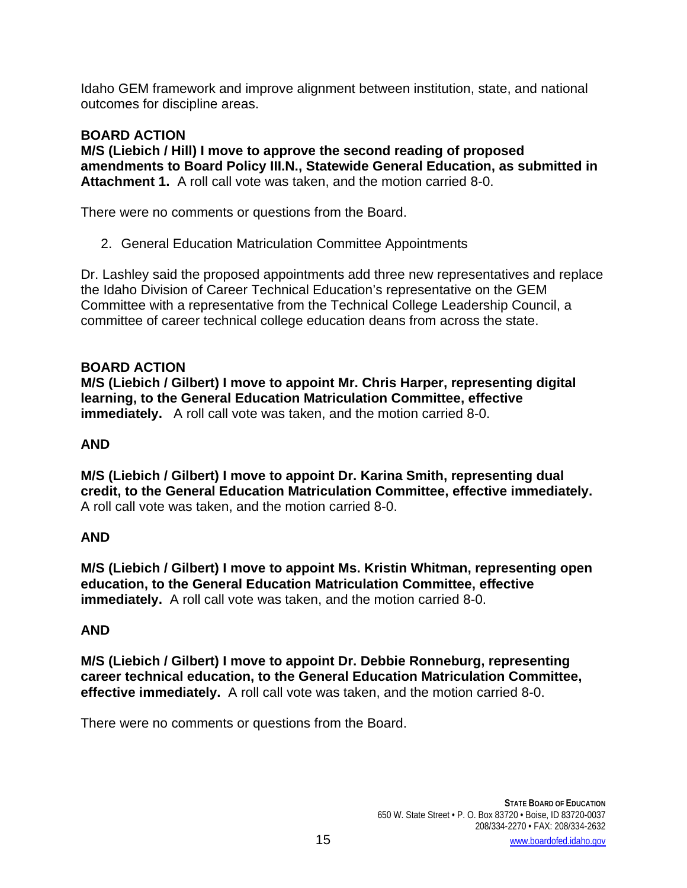Idaho GEM framework and improve alignment between institution, state, and national outcomes for discipline areas.

**BOARD ACTION**

**M/S (Liebich / Hill) I move to approve the second reading of proposed amendments to Board Policy III.N., Statewide General Education, as submitted in Attachment 1.** A roll call vote was taken, and the motion carried 8-0.

There were no comments or questions from the Board.

2. General Education Matriculation Committee Appointments

Dr. Lashley said the proposed appointments add three new representatives and replace the Idaho Division of Career Technical Education's representative on the GEM Committee with a representative from the Technical College Leadership Council, a committee of career technical college education deans from across the state.

**BOARD ACTION**

**M/S (Liebich / Gilbert) I move to appoint Mr. Chris Harper, representing digital learning, to the General Education Matriculation Committee, effective immediately.** A roll call vote was taken, and the motion carried 8-0.

**AND**

**M/S (Liebich / Gilbert) I move to appoint Dr. Karina Smith, representing dual credit, to the General Education Matriculation Committee, effective immediately.** A roll call vote was taken, and the motion carried 8-0.

**AND**

**M/S (Liebich / Gilbert) I move to appoint Ms. Kristin Whitman, representing open education, to the General Education Matriculation Committee, effective immediately.** A roll call vote was taken, and the motion carried 8-0.

**AND**

**M/S (Liebich / Gilbert) I move to appoint Dr. Debbie Ronneburg, representing career technical education, to the General Education Matriculation Committee, effective immediately.** A roll call vote was taken, and the motion carried 8-0.

There were no comments or questions from the Board.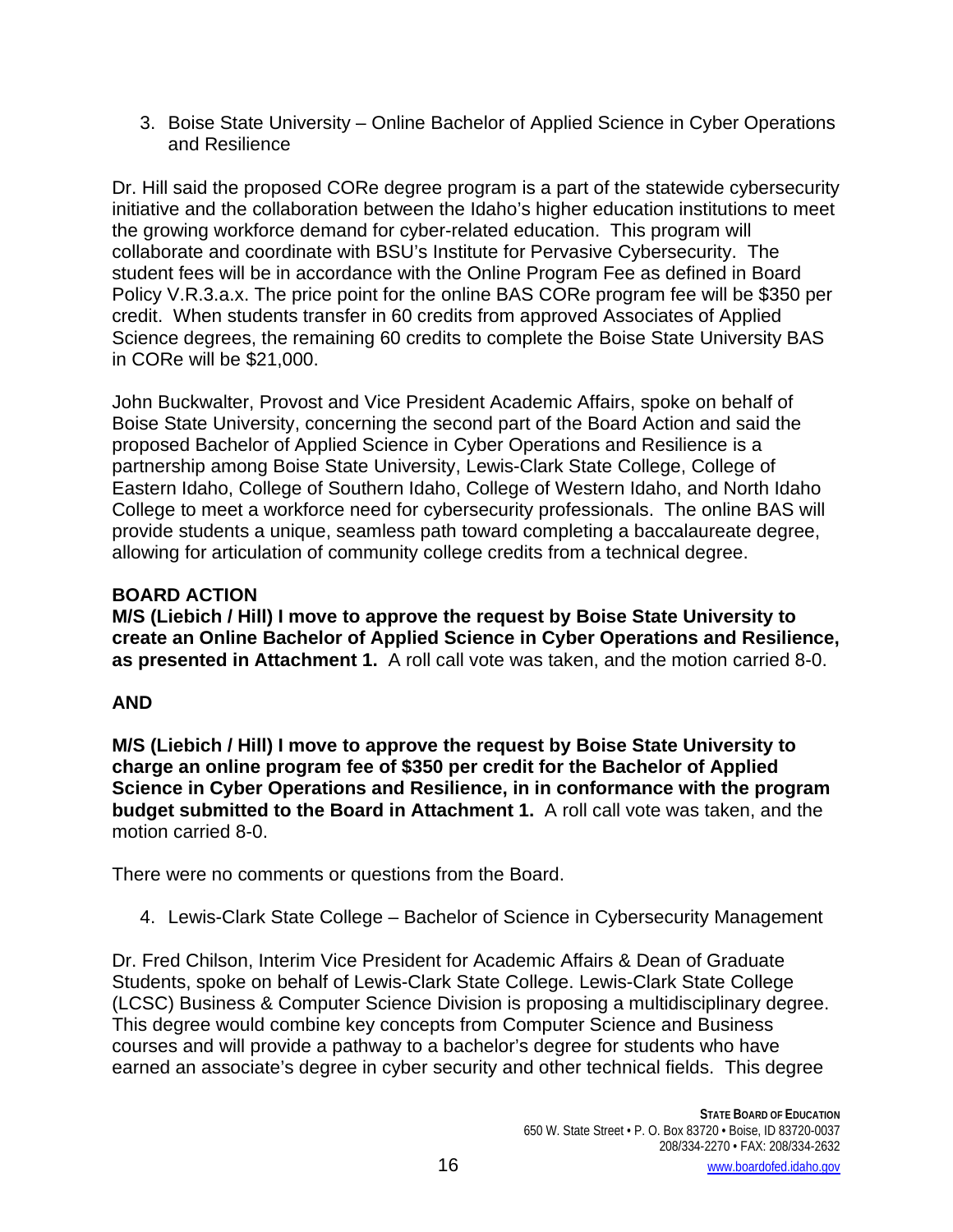3. Boise State University – Online Bachelor of Applied Science in Cyber Operations and Resilience

Dr. Hill said the proposed CORe degree program is a part of the statewide cybersecurity initiative and the collaboration between the Idaho's higher education institutions to meet the growing workforce demand for cyber-related education. This program will collaborate and coordinate with BSU's Institute for Pervasive Cybersecurity. The student fees will be in accordance with the Online Program Fee as defined in Board Policy V.R.3.a.x. The price point for the online BAS CORe program fee will be $350 per credit. When students transfer in 60 credits from approved Associates of Applied Science degrees, the remaining 60 credits to complete the Boise State University BAS in CORe will be $21,000.

John Buckwalter, Provost and Vice President Academic Affairs, spoke on behalf of Boise State University, concerning the second part of the Board Action and said the proposed Bachelor of Applied Science in Cyber Operations and Resilience is a partnership among Boise State University, Lewis-Clark State College, College of Eastern Idaho, College of Southern Idaho, College of Western Idaho, and North Idaho College to meet a workforce need for cybersecurity professionals. The online BAS will provide students a unique, seamless path toward completing a baccalaureate degree, allowing for articulation of community college credits from a technical degree.

**BOARD ACTION**

**M/S (Liebich / Hill) I move to approve the request by Boise State University to create an Online Bachelor of Applied Science in Cyber Operations and Resilience, as presented in Attachment 1.** A roll call vote was taken, and the motion carried 8-0.

**AND**

**M/S (Liebich / Hill) I move to approve the request by Boise State University to charge an online program fee of $350 per credit for the Bachelor of Applied Science in Cyber Operations and Resilience, in in conformance with the program budget submitted to the Board in Attachment 1.** A roll call vote was taken, and the motion carried 8-0.

There were no comments or questions from the Board.

4. Lewis-Clark State College – Bachelor of Science in Cybersecurity Management

Dr. Fred Chilson, Interim Vice President for Academic Affairs & Dean of Graduate Students, spoke on behalf of Lewis-Clark State College. Lewis-Clark State College (LCSC) Business & Computer Science Division is proposing a multidisciplinary degree. This degree would combine key concepts from Computer Science and Business courses and will provide a pathway to a bachelor's degree for students who have earned an associate's degree in cyber security and other technical fields. This degree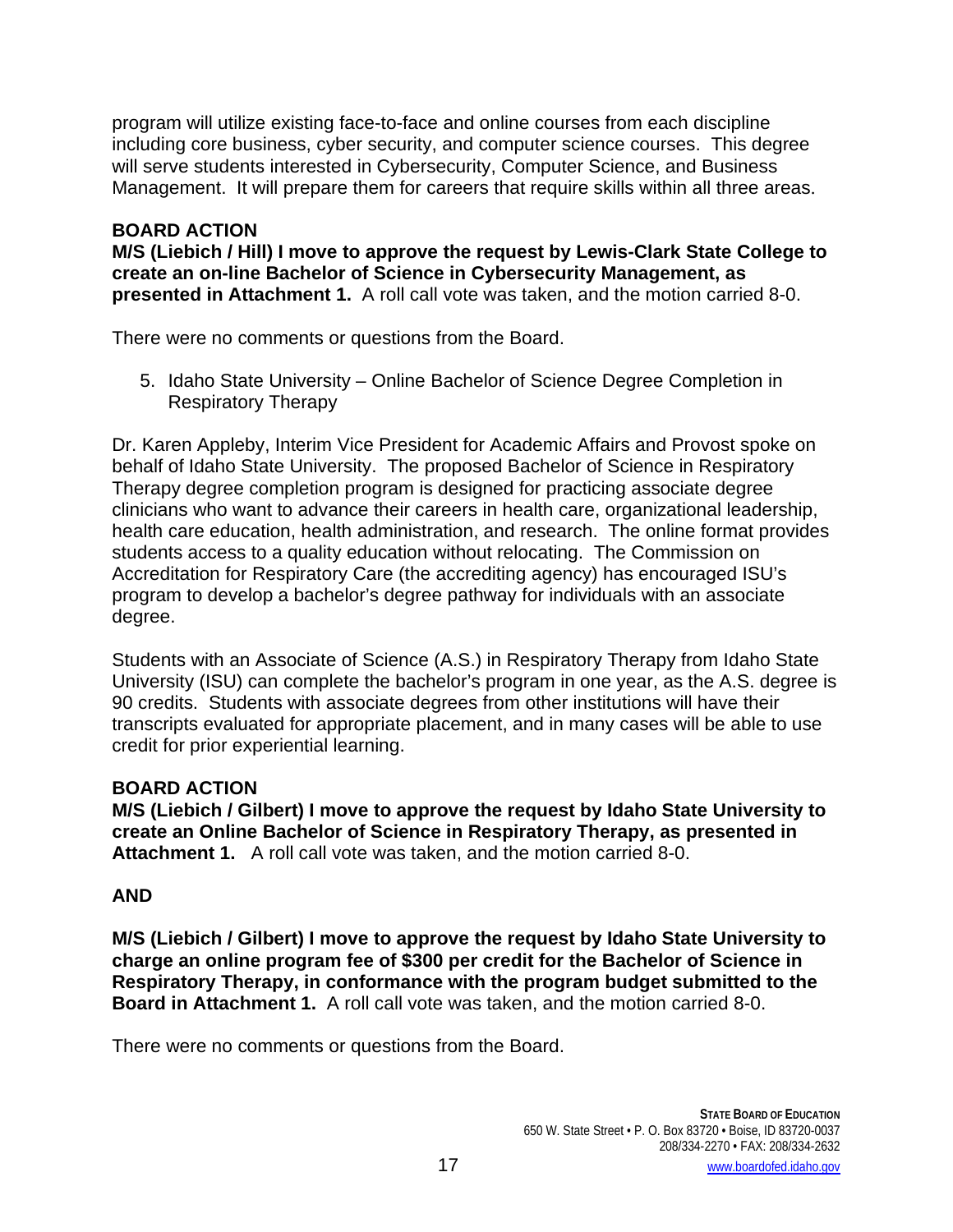program will utilize existing face-to-face and online courses from each discipline including core business, cyber security, and computer science courses. This degree will serve students interested in Cybersecurity, Computer Science, and Business Management. It will prepare them for careers that require skills within all three areas.

**BOARD ACTION**
**M/S (Liebich / Hill) I move to approve the request by Lewis-Clark State College to create an on-line Bachelor of Science in Cybersecurity Management, as presented in Attachment 1.** A roll call vote was taken, and the motion carried 8-0.

There were no comments or questions from the Board.

5. Idaho State University – Online Bachelor of Science Degree Completion in Respiratory Therapy

Dr. Karen Appleby, Interim Vice President for Academic Affairs and Provost spoke on behalf of Idaho State University. The proposed Bachelor of Science in Respiratory Therapy degree completion program is designed for practicing associate degree clinicians who want to advance their careers in health care, organizational leadership, health care education, health administration, and research. The online format provides students access to a quality education without relocating. The Commission on Accreditation for Respiratory Care (the accrediting agency) has encouraged ISU's program to develop a bachelor's degree pathway for individuals with an associate degree.

Students with an Associate of Science (A.S.) in Respiratory Therapy from Idaho State University (ISU) can complete the bachelor's program in one year, as the A.S. degree is 90 credits. Students with associate degrees from other institutions will have their transcripts evaluated for appropriate placement, and in many cases will be able to use credit for prior experiential learning.

**BOARD ACTION**
**M/S (Liebich / Gilbert) I move to approve the request by Idaho State University to create an Online Bachelor of Science in Respiratory Therapy, as presented in Attachment 1.** A roll call vote was taken, and the motion carried 8-0.

**AND**

**M/S (Liebich / Gilbert) I move to approve the request by Idaho State University to charge an online program fee of $300 per credit for the Bachelor of Science in Respiratory Therapy, in conformance with the program budget submitted to the Board in Attachment 1.** A roll call vote was taken, and the motion carried 8-0.

There were no comments or questions from the Board.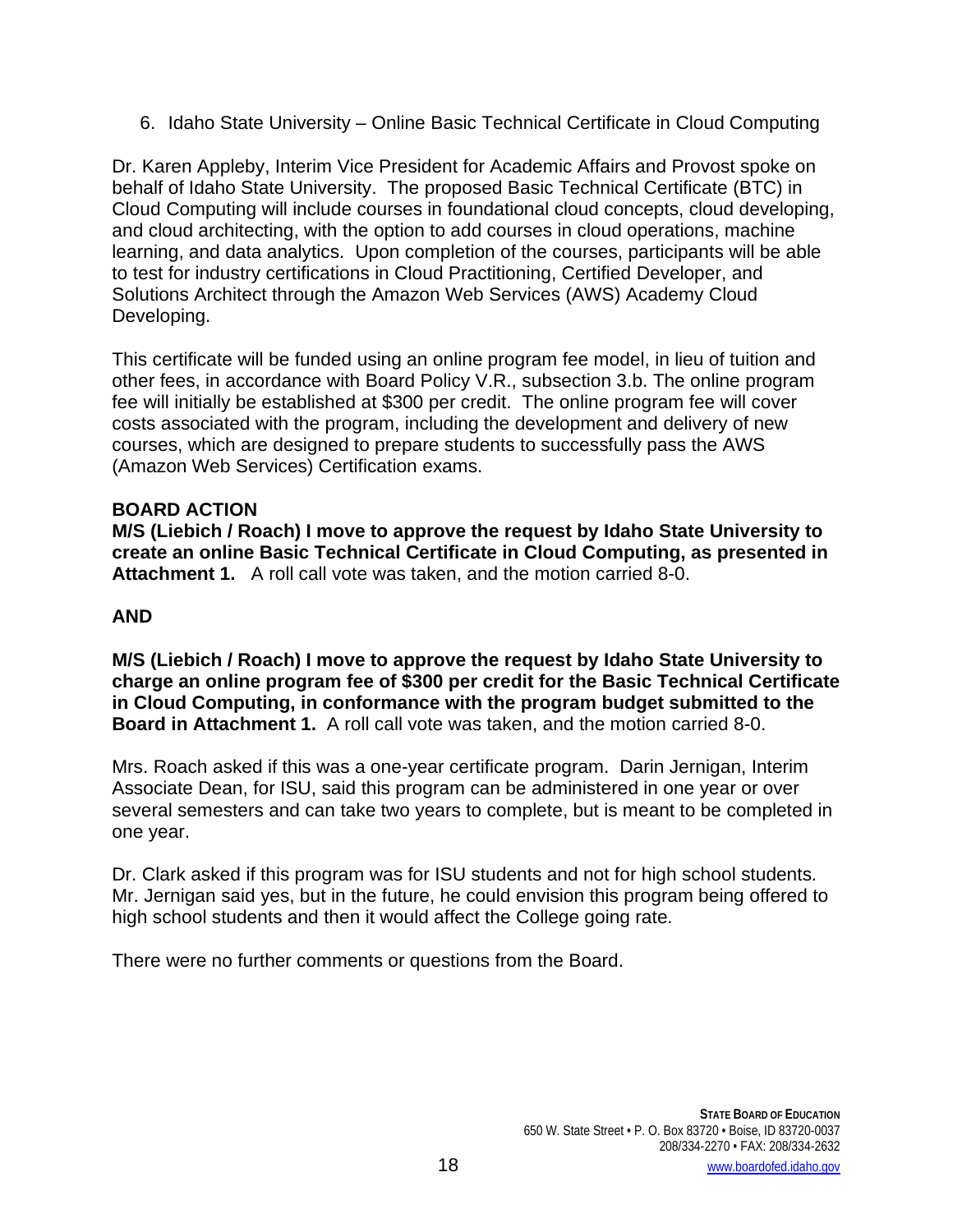6. Idaho State University – Online Basic Technical Certificate in Cloud Computing

Dr. Karen Appleby, Interim Vice President for Academic Affairs and Provost spoke on behalf of Idaho State University. The proposed Basic Technical Certificate (BTC) in Cloud Computing will include courses in foundational cloud concepts, cloud developing, and cloud architecting, with the option to add courses in cloud operations, machine learning, and data analytics. Upon completion of the courses, participants will be able to test for industry certifications in Cloud Practitioning, Certified Developer, and Solutions Architect through the Amazon Web Services (AWS) Academy Cloud Developing.

This certificate will be funded using an online program fee model, in lieu of tuition and other fees, in accordance with Board Policy V.R., subsection 3.b. The online program fee will initially be established at $300 per credit. The online program fee will cover costs associated with the program, including the development and delivery of new courses, which are designed to prepare students to successfully pass the AWS (Amazon Web Services) Certification exams.

**BOARD ACTION**

**M/S (Liebich / Roach) I move to approve the request by Idaho State University to create an online Basic Technical Certificate in Cloud Computing, as presented in Attachment 1.** A roll call vote was taken, and the motion carried 8-0.

**AND**

**M/S (Liebich / Roach) I move to approve the request by Idaho State University to charge an online program fee of $300 per credit for the Basic Technical Certificate in Cloud Computing, in conformance with the program budget submitted to the Board in Attachment 1.** A roll call vote was taken, and the motion carried 8-0.

Mrs. Roach asked if this was a one-year certificate program. Darin Jernigan, Interim Associate Dean, for ISU, said this program can be administered in one year or over several semesters and can take two years to complete, but is meant to be completed in one year.

Dr. Clark asked if this program was for ISU students and not for high school students. Mr. Jernigan said yes, but in the future, he could envision this program being offered to high school students and then it would affect the College going rate.

There were no further comments or questions from the Board.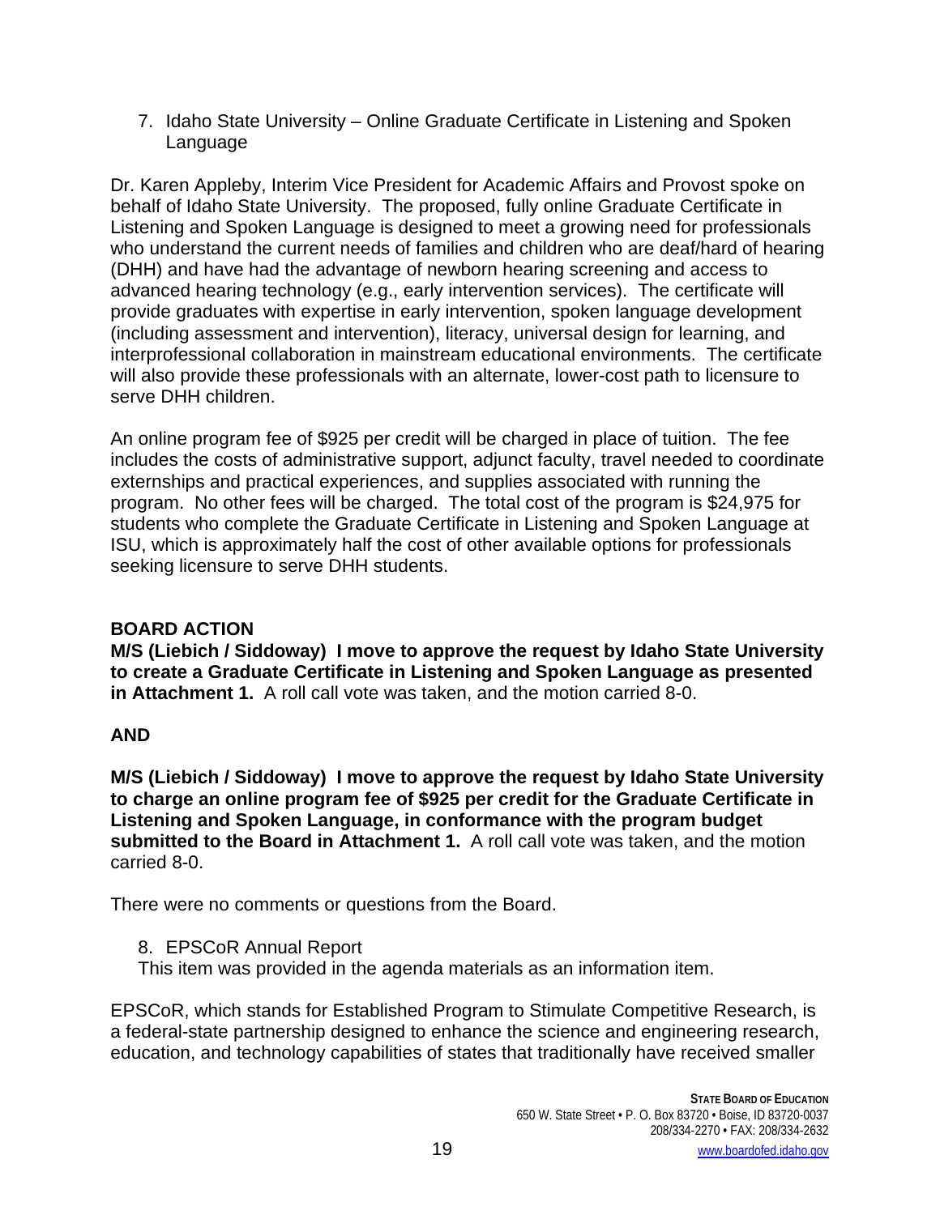7. Idaho State University – Online Graduate Certificate in Listening and Spoken Language

Dr. Karen Appleby, Interim Vice President for Academic Affairs and Provost spoke on behalf of Idaho State University. The proposed, fully online Graduate Certificate in Listening and Spoken Language is designed to meet a growing need for professionals who understand the current needs of families and children who are deaf/hard of hearing (DHH) and have had the advantage of newborn hearing screening and access to advanced hearing technology (e.g., early intervention services). The certificate will provide graduates with expertise in early intervention, spoken language development (including assessment and intervention), literacy, universal design for learning, and interprofessional collaboration in mainstream educational environments. The certificate will also provide these professionals with an alternate, lower-cost path to licensure to serve DHH children.

An online program fee of $925 per credit will be charged in place of tuition. The fee includes the costs of administrative support, adjunct faculty, travel needed to coordinate externships and practical experiences, and supplies associated with running the program. No other fees will be charged. The total cost of the program is $24,975 for students who complete the Graduate Certificate in Listening and Spoken Language at ISU, which is approximately half the cost of other available options for professionals seeking licensure to serve DHH students.

**BOARD ACTION**

**M/S (Liebich / Siddoway) I move to approve the request by Idaho State University to create a Graduate Certificate in Listening and Spoken Language as presented in Attachment 1.** A roll call vote was taken, and the motion carried 8-0.

**AND**

**M/S (Liebich / Siddoway) I move to approve the request by Idaho State University to charge an online program fee of $925 per credit for the Graduate Certificate in Listening and Spoken Language, in conformance with the program budget submitted to the Board in Attachment 1.** A roll call vote was taken, and the motion carried 8-0.

There were no comments or questions from the Board.

8. EPSCoR Annual Report
This item was provided in the agenda materials as an information item.

EPSCoR, which stands for Established Program to Stimulate Competitive Research, is a federal-state partnership designed to enhance the science and engineering research, education, and technology capabilities of states that traditionally have received smaller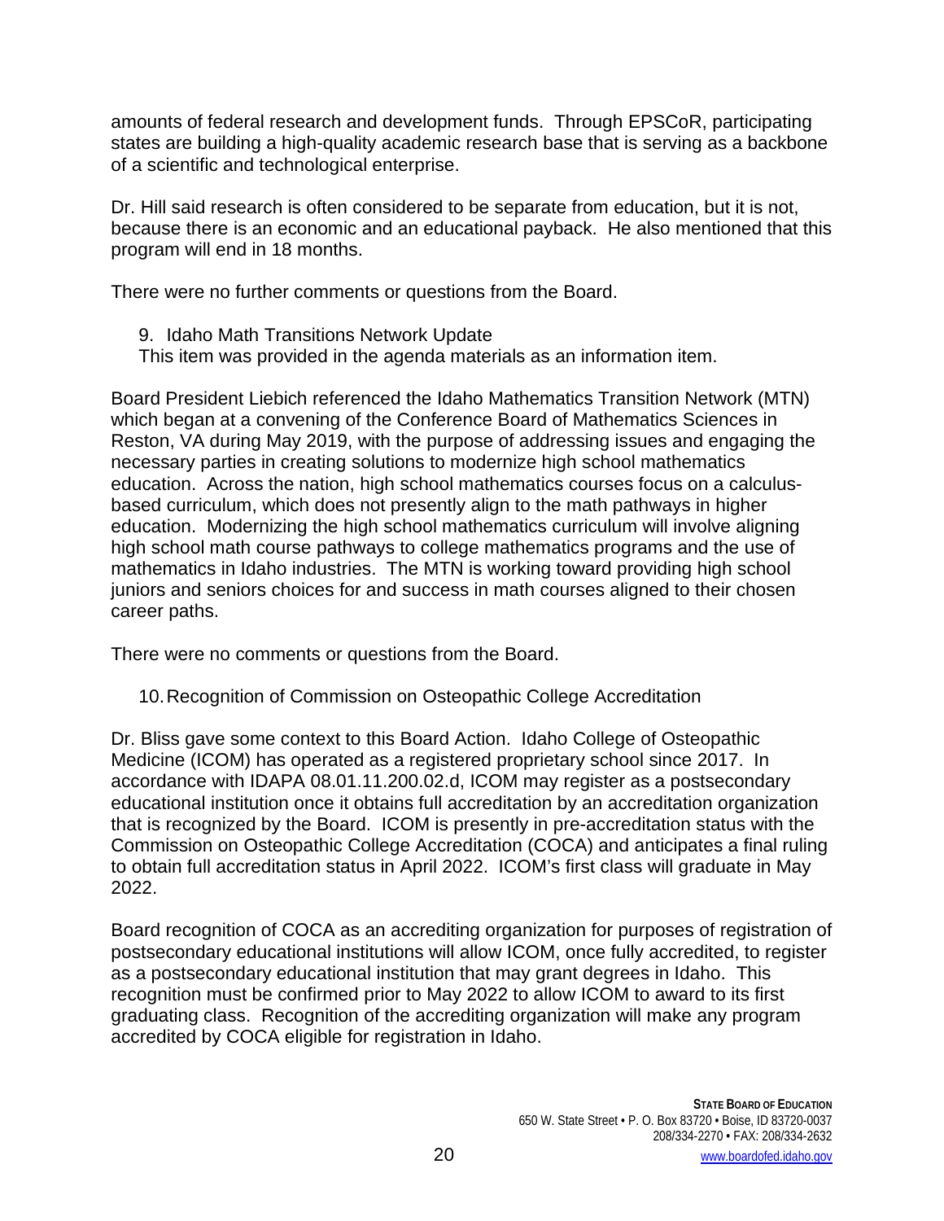amounts of federal research and development funds. Through EPSCoR, participating states are building a high-quality academic research base that is serving as a backbone of a scientific and technological enterprise.

Dr. Hill said research is often considered to be separate from education, but it is not, because there is an economic and an educational payback. He also mentioned that this program will end in 18 months.

There were no further comments or questions from the Board.

9. Idaho Math Transitions Network Update

This item was provided in the agenda materials as an information item.

Board President Liebich referenced the Idaho Mathematics Transition Network (MTN) which began at a convening of the Conference Board of Mathematics Sciences in Reston, VA during May 2019, with the purpose of addressing issues and engaging the necessary parties in creating solutions to modernize high school mathematics education. Across the nation, high school mathematics courses focus on a calculus-based curriculum, which does not presently align to the math pathways in higher education. Modernizing the high school mathematics curriculum will involve aligning high school math course pathways to college mathematics programs and the use of mathematics in Idaho industries. The MTN is working toward providing high school juniors and seniors choices for and success in math courses aligned to their chosen career paths.

There were no comments or questions from the Board.

10. Recognition of Commission on Osteopathic College Accreditation

Dr. Bliss gave some context to this Board Action. Idaho College of Osteopathic Medicine (ICOM) has operated as a registered proprietary school since 2017. In accordance with IDAPA 08.01.11.200.02.d, ICOM may register as a postsecondary educational institution once it obtains full accreditation by an accreditation organization that is recognized by the Board. ICOM is presently in pre-accreditation status with the Commission on Osteopathic College Accreditation (COCA) and anticipates a final ruling to obtain full accreditation status in April 2022. ICOM's first class will graduate in May 2022.

Board recognition of COCA as an accrediting organization for purposes of registration of postsecondary educational institutions will allow ICOM, once fully accredited, to register as a postsecondary educational institution that may grant degrees in Idaho. This recognition must be confirmed prior to May 2022 to allow ICOM to award to its first graduating class. Recognition of the accrediting organization will make any program accredited by COCA eligible for registration in Idaho.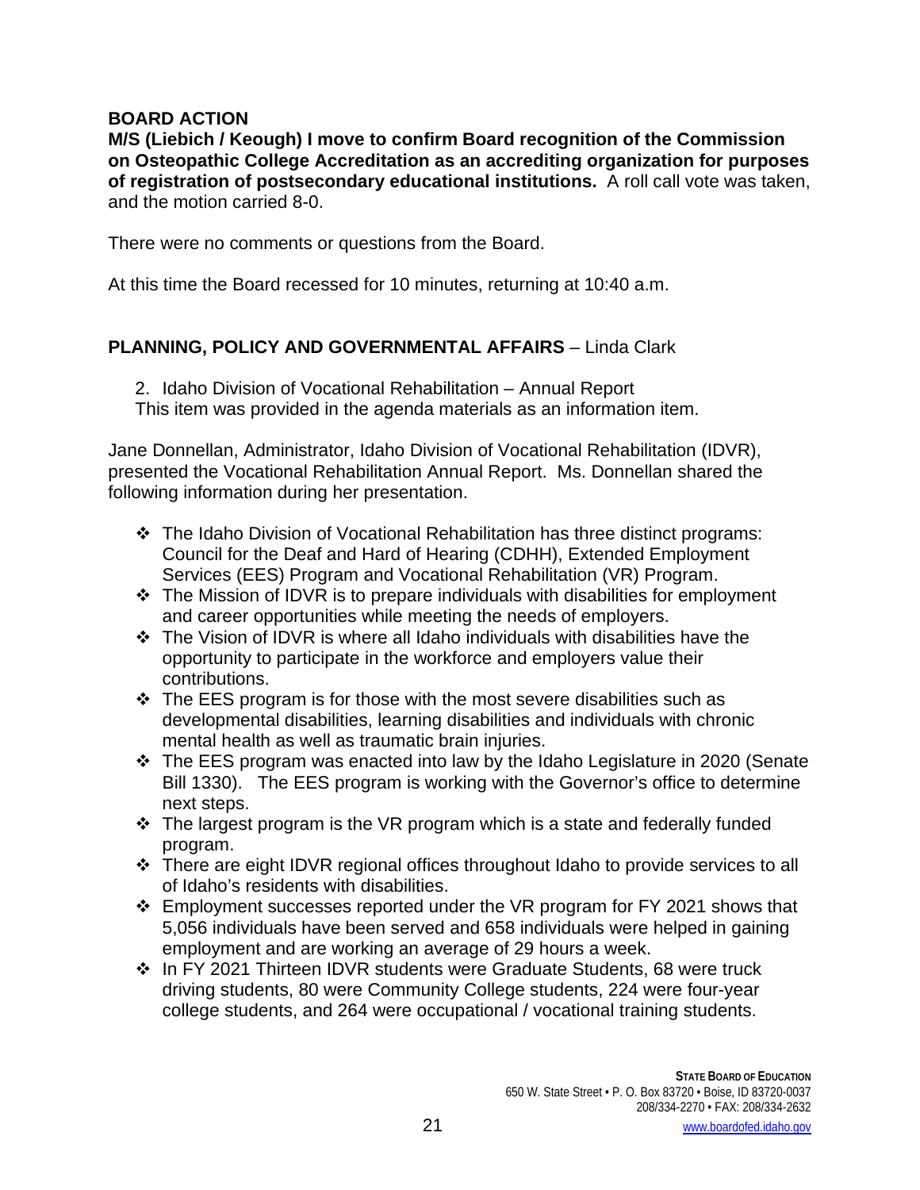**BOARD ACTION**

**M/S (Liebich / Keough) I move to confirm Board recognition of the Commission on Osteopathic College Accreditation as an accrediting organization for purposes of registration of postsecondary educational institutions.** A roll call vote was taken, and the motion carried 8-0.

There were no comments or questions from the Board.

At this time the Board recessed for 10 minutes, returning at 10:40 a.m.

**PLANNING, POLICY AND GOVERNMENTAL AFFAIRS** – Linda Clark

2. Idaho Division of Vocational Rehabilitation – Annual Report
This item was provided in the agenda materials as an information item.

Jane Donnellan, Administrator, Idaho Division of Vocational Rehabilitation (IDVR), presented the Vocational Rehabilitation Annual Report. Ms. Donnellan shared the following information during her presentation.

- The Idaho Division of Vocational Rehabilitation has three distinct programs: Council for the Deaf and Hard of Hearing (CDHH), Extended Employment Services (EES) Program and Vocational Rehabilitation (VR) Program.
- The Mission of IDVR is to prepare individuals with disabilities for employment and career opportunities while meeting the needs of employers.
- The Vision of IDVR is where all Idaho individuals with disabilities have the opportunity to participate in the workforce and employers value their contributions.
- The EES program is for those with the most severe disabilities such as developmental disabilities, learning disabilities and individuals with chronic mental health as well as traumatic brain injuries.
- The EES program was enacted into law by the Idaho Legislature in 2020 (Senate Bill 1330). The EES program is working with the Governor's office to determine next steps.
- The largest program is the VR program which is a state and federally funded program.
- There are eight IDVR regional offices throughout Idaho to provide services to all of Idaho's residents with disabilities.
- Employment successes reported under the VR program for FY 2021 shows that 5,056 individuals have been served and 658 individuals were helped in gaining employment and are working an average of 29 hours a week.
- In FY 2021 Thirteen IDVR students were Graduate Students, 68 were truck driving students, 80 were Community College students, 224 were four-year college students, and 264 were occupational / vocational training students.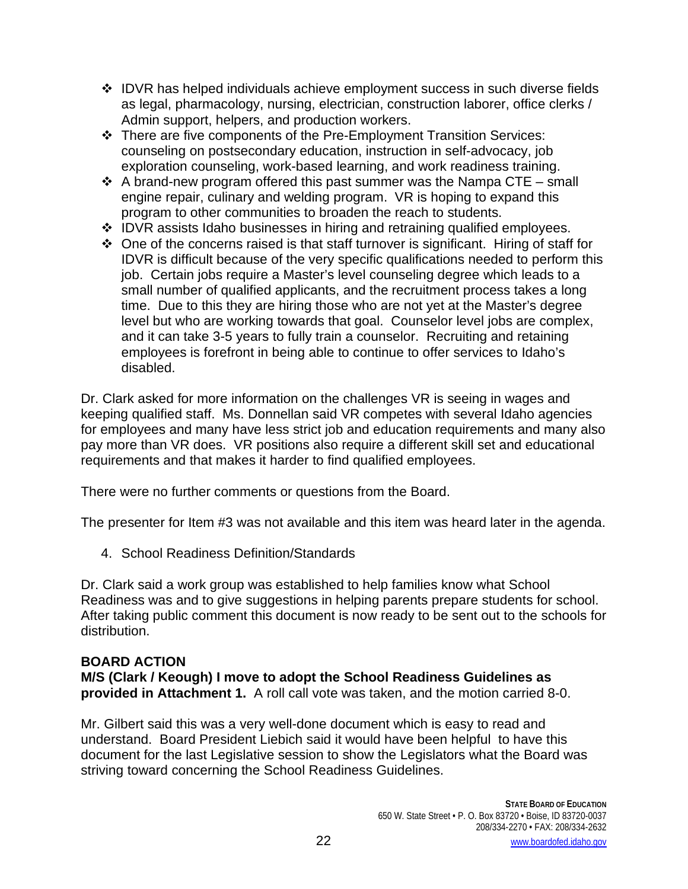- IDVR has helped individuals achieve employment success in such diverse fields as legal, pharmacology, nursing, electrician, construction laborer, office clerks / Admin support, helpers, and production workers.
- There are five components of the Pre-Employment Transition Services: counseling on postsecondary education, instruction in self-advocacy, job exploration counseling, work-based learning, and work readiness training.
- A brand-new program offered this past summer was the Nampa CTE – small engine repair, culinary and welding program. VR is hoping to expand this program to other communities to broaden the reach to students.
- IDVR assists Idaho businesses in hiring and retraining qualified employees.
- One of the concerns raised is that staff turnover is significant. Hiring of staff for IDVR is difficult because of the very specific qualifications needed to perform this job. Certain jobs require a Master's level counseling degree which leads to a small number of qualified applicants, and the recruitment process takes a long time. Due to this they are hiring those who are not yet at the Master's degree level but who are working towards that goal. Counselor level jobs are complex, and it can take 3-5 years to fully train a counselor. Recruiting and retaining employees is forefront in being able to continue to offer services to Idaho's disabled.

Dr. Clark asked for more information on the challenges VR is seeing in wages and keeping qualified staff. Ms. Donnellan said VR competes with several Idaho agencies for employees and many have less strict job and education requirements and many also pay more than VR does. VR positions also require a different skill set and educational requirements and that makes it harder to find qualified employees.

There were no further comments or questions from the Board.

The presenter for Item #3 was not available and this item was heard later in the agenda.

4. School Readiness Definition/Standards

Dr. Clark said a work group was established to help families know what School Readiness was and to give suggestions in helping parents prepare students for school. After taking public comment this document is now ready to be sent out to the schools for distribution.

**BOARD ACTION**

**M/S (Clark / Keough) I move to adopt the School Readiness Guidelines as provided in Attachment 1.** A roll call vote was taken, and the motion carried 8-0.

Mr. Gilbert said this was a very well-done document which is easy to read and understand. Board President Liebich said it would have been helpful to have this document for the last Legislative session to show the Legislators what the Board was striving toward concerning the School Readiness Guidelines.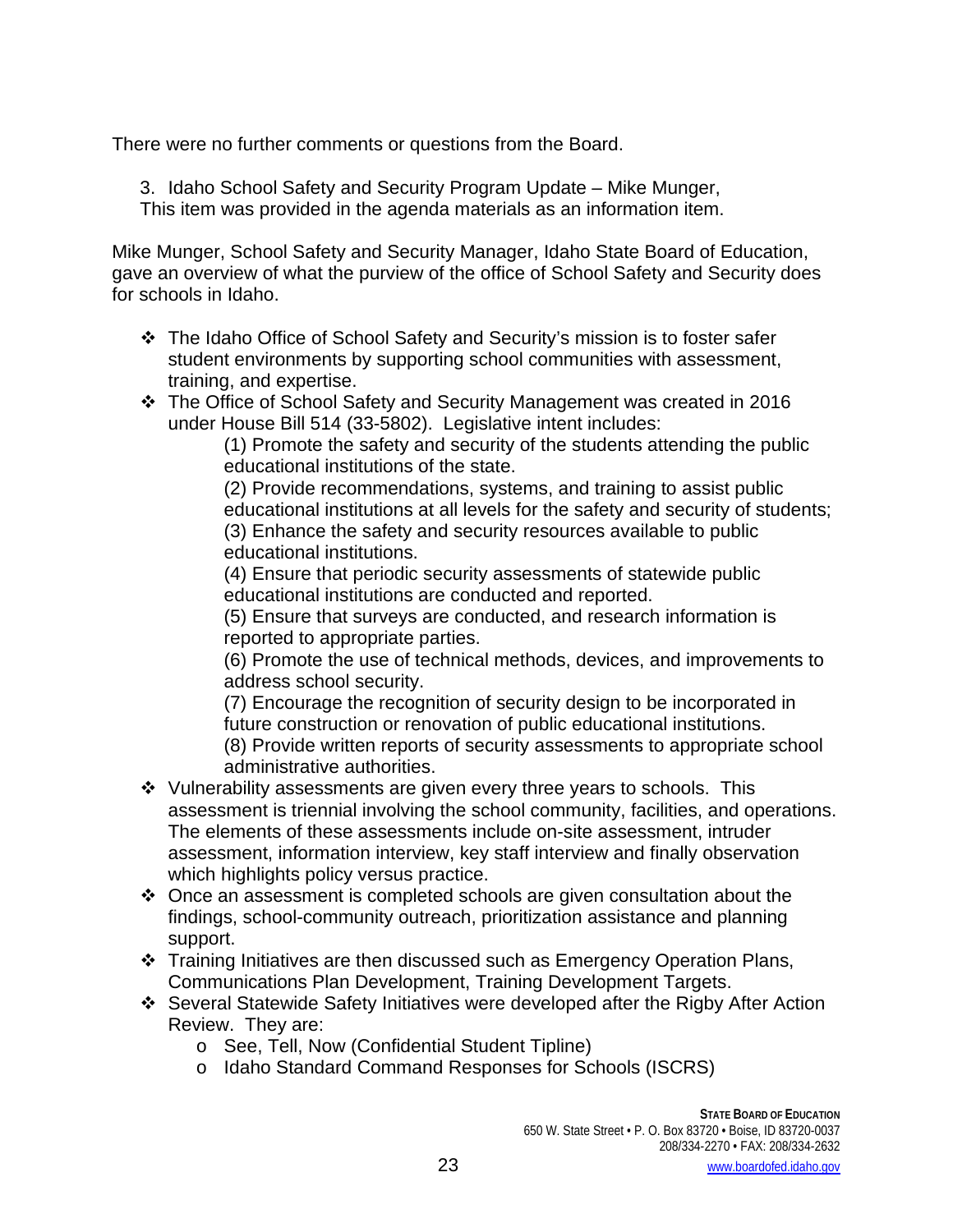There were no further comments or questions from the Board.

3. Idaho School Safety and Security Program Update – Mike Munger,
This item was provided in the agenda materials as an information item.

Mike Munger, School Safety and Security Manager, Idaho State Board of Education, gave an overview of what the purview of the office of School Safety and Security does for schools in Idaho.

- The Idaho Office of School Safety and Security's mission is to foster safer student environments by supporting school communities with assessment, training, and expertise.
- The Office of School Safety and Security Management was created in 2016 under House Bill 514 (33-5802). Legislative intent includes:
  (1) Promote the safety and security of the students attending the public educational institutions of the state.
  (2) Provide recommendations, systems, and training to assist public educational institutions at all levels for the safety and security of students;
  (3) Enhance the safety and security resources available to public educational institutions.
  (4) Ensure that periodic security assessments of statewide public educational institutions are conducted and reported.
  (5) Ensure that surveys are conducted, and research information is reported to appropriate parties.
  (6) Promote the use of technical methods, devices, and improvements to address school security.
  (7) Encourage the recognition of security design to be incorporated in future construction or renovation of public educational institutions.
  (8) Provide written reports of security assessments to appropriate school administrative authorities.
- Vulnerability assessments are given every three years to schools. This assessment is triennial involving the school community, facilities, and operations. The elements of these assessments include on-site assessment, intruder assessment, information interview, key staff interview and finally observation which highlights policy versus practice.
- Once an assessment is completed schools are given consultation about the findings, school-community outreach, prioritization assistance and planning support.
- Training Initiatives are then discussed such as Emergency Operation Plans, Communications Plan Development, Training Development Targets.
- Several Statewide Safety Initiatives were developed after the Rigby After Action Review. They are:
  - See, Tell, Now (Confidential Student Tipline)
  - Idaho Standard Command Responses for Schools (ISCRS)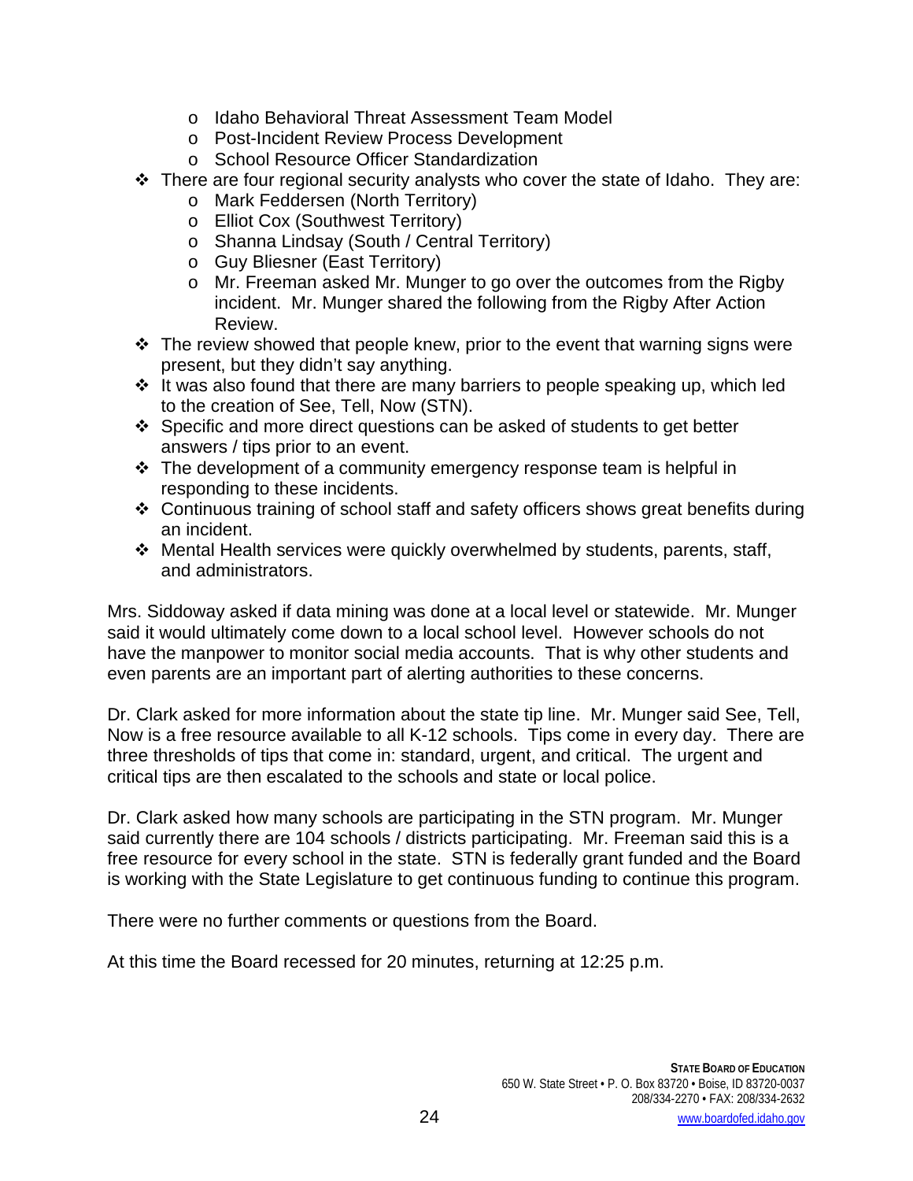- Idaho Behavioral Threat Assessment Team Model
    - Post-Incident Review Process Development
    - School Resource Officer Standardization
- There are four regional security analysts who cover the state of Idaho. They are:
    - Mark Feddersen (North Territory)
    - Elliot Cox (Southwest Territory)
    - Shanna Lindsay (South / Central Territory)
    - Guy Bliesner (East Territory)
    - Mr. Freeman asked Mr. Munger to go over the outcomes from the Rigby incident. Mr. Munger shared the following from the Rigby After Action Review.
- The review showed that people knew, prior to the event that warning signs were present, but they didn't say anything.
- It was also found that there are many barriers to people speaking up, which led to the creation of See, Tell, Now (STN).
- Specific and more direct questions can be asked of students to get better answers / tips prior to an event.
- The development of a community emergency response team is helpful in responding to these incidents.
- Continuous training of school staff and safety officers shows great benefits during an incident.
- Mental Health services were quickly overwhelmed by students, parents, staff, and administrators.

Mrs. Siddoway asked if data mining was done at a local level or statewide. Mr. Munger said it would ultimately come down to a local school level. However schools do not have the manpower to monitor social media accounts. That is why other students and even parents are an important part of alerting authorities to these concerns.

Dr. Clark asked for more information about the state tip line. Mr. Munger said See, Tell, Now is a free resource available to all K-12 schools. Tips come in every day. There are three thresholds of tips that come in: standard, urgent, and critical. The urgent and critical tips are then escalated to the schools and state or local police.

Dr. Clark asked how many schools are participating in the STN program. Mr. Munger said currently there are 104 schools / districts participating. Mr. Freeman said this is a free resource for every school in the state. STN is federally grant funded and the Board is working with the State Legislature to get continuous funding to continue this program.

There were no further comments or questions from the Board.

At this time the Board recessed for 20 minutes, returning at 12:25 p.m.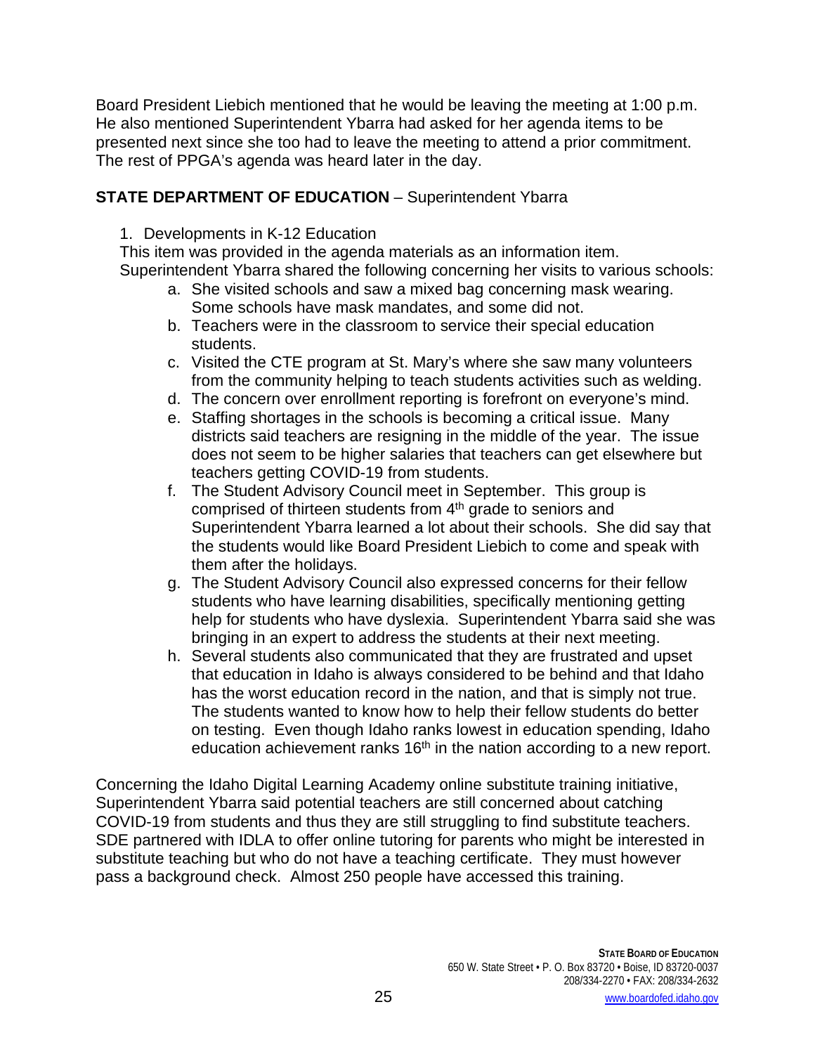Board President Liebich mentioned that he would be leaving the meeting at 1:00 p.m. He also mentioned Superintendent Ybarra had asked for her agenda items to be presented next since she too had to leave the meeting to attend a prior commitment. The rest of PPGA's agenda was heard later in the day.

**STATE DEPARTMENT OF EDUCATION** – Superintendent Ybarra

1. Developments in K-12 Education

This item was provided in the agenda materials as an information item. Superintendent Ybarra shared the following concerning her visits to various schools:

   a. She visited schools and saw a mixed bag concerning mask wearing. Some schools have mask mandates, and some did not.
   b. Teachers were in the classroom to service their special education students.
   c. Visited the CTE program at St. Mary's where she saw many volunteers from the community helping to teach students activities such as welding.
   d. The concern over enrollment reporting is forefront on everyone's mind.
   e. Staffing shortages in the schools is becoming a critical issue. Many districts said teachers are resigning in the middle of the year. The issue does not seem to be higher salaries that teachers can get elsewhere but teachers getting COVID-19 from students.
   f. The Student Advisory Council meet in September. This group is comprised of thirteen students from 4th grade to seniors and Superintendent Ybarra learned a lot about their schools. She did say that the students would like Board President Liebich to come and speak with them after the holidays.
   g. The Student Advisory Council also expressed concerns for their fellow students who have learning disabilities, specifically mentioning getting help for students who have dyslexia. Superintendent Ybarra said she was bringing in an expert to address the students at their next meeting.
   h. Several students also communicated that they are frustrated and upset that education in Idaho is always considered to be behind and that Idaho has the worst education record in the nation, and that is simply not true. The students wanted to know how to help their fellow students do better on testing. Even though Idaho ranks lowest in education spending, Idaho education achievement ranks 16th in the nation according to a new report.

Concerning the Idaho Digital Learning Academy online substitute training initiative, Superintendent Ybarra said potential teachers are still concerned about catching COVID-19 from students and thus they are still struggling to find substitute teachers. SDE partnered with IDLA to offer online tutoring for parents who might be interested in substitute teaching but who do not have a teaching certificate. They must however pass a background check. Almost 250 people have accessed this training.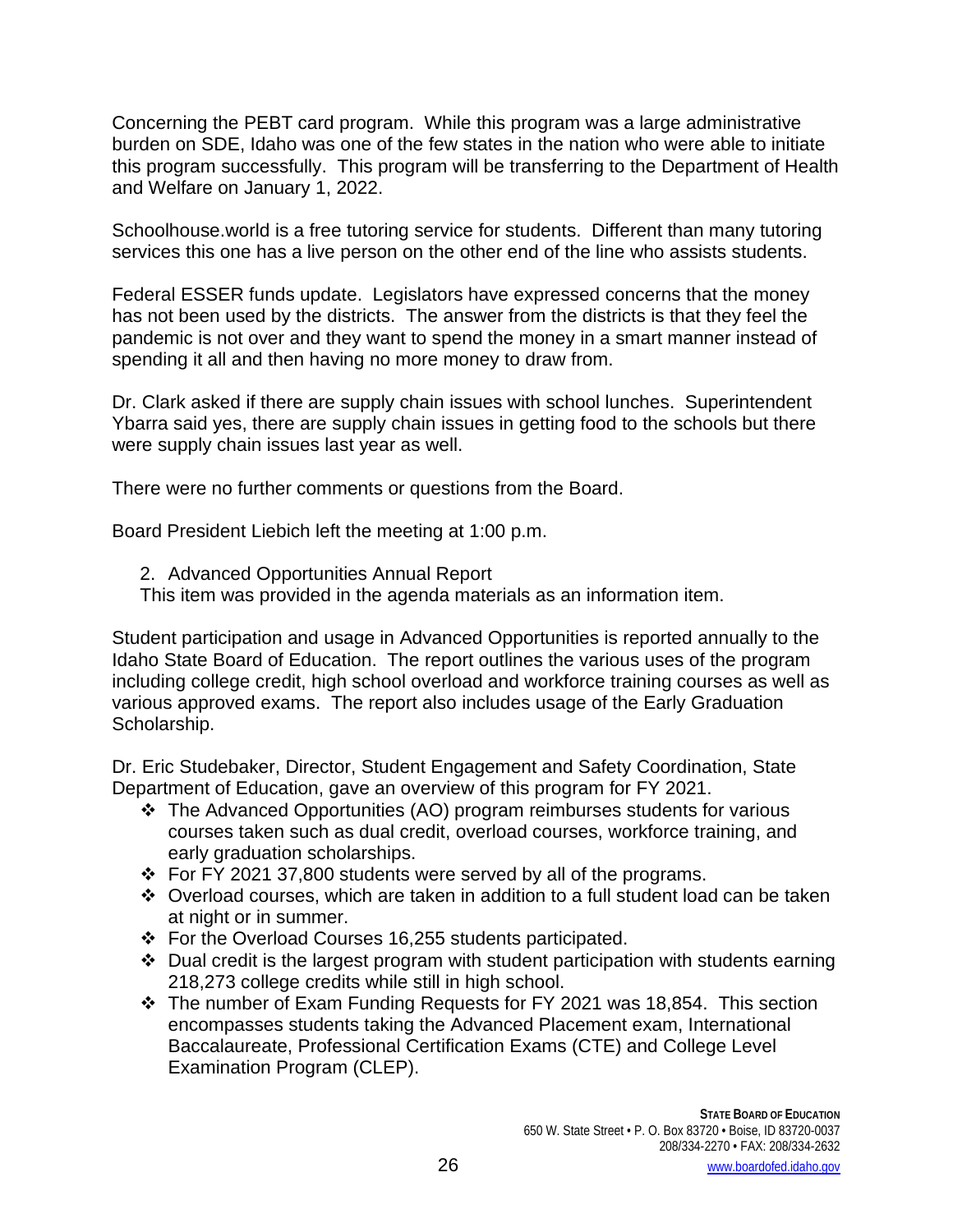Concerning the PEBT card program. While this program was a large administrative burden on SDE, Idaho was one of the few states in the nation who were able to initiate this program successfully. This program will be transferring to the Department of Health and Welfare on January 1, 2022.

Schoolhouse.world is a free tutoring service for students. Different than many tutoring services this one has a live person on the other end of the line who assists students.

Federal ESSER funds update. Legislators have expressed concerns that the money has not been used by the districts. The answer from the districts is that they feel the pandemic is not over and they want to spend the money in a smart manner instead of spending it all and then having no more money to draw from.

Dr. Clark asked if there are supply chain issues with school lunches. Superintendent Ybarra said yes, there are supply chain issues in getting food to the schools but there were supply chain issues last year as well.

There were no further comments or questions from the Board.

Board President Liebich left the meeting at 1:00 p.m.

2. Advanced Opportunities Annual Report

This item was provided in the agenda materials as an information item.

Student participation and usage in Advanced Opportunities is reported annually to the Idaho State Board of Education. The report outlines the various uses of the program including college credit, high school overload and workforce training courses as well as various approved exams. The report also includes usage of the Early Graduation Scholarship.

Dr. Eric Studebaker, Director, Student Engagement and Safety Coordination, State Department of Education, gave an overview of this program for FY 2021.

- The Advanced Opportunities (AO) program reimburses students for various courses taken such as dual credit, overload courses, workforce training, and early graduation scholarships.
- For FY 2021 37,800 students were served by all of the programs.
- Overload courses, which are taken in addition to a full student load can be taken at night or in summer.
- For the Overload Courses 16,255 students participated.
- Dual credit is the largest program with student participation with students earning 218,273 college credits while still in high school.
- The number of Exam Funding Requests for FY 2021 was 18,854. This section encompasses students taking the Advanced Placement exam, International Baccalaureate, Professional Certification Exams (CTE) and College Level Examination Program (CLEP).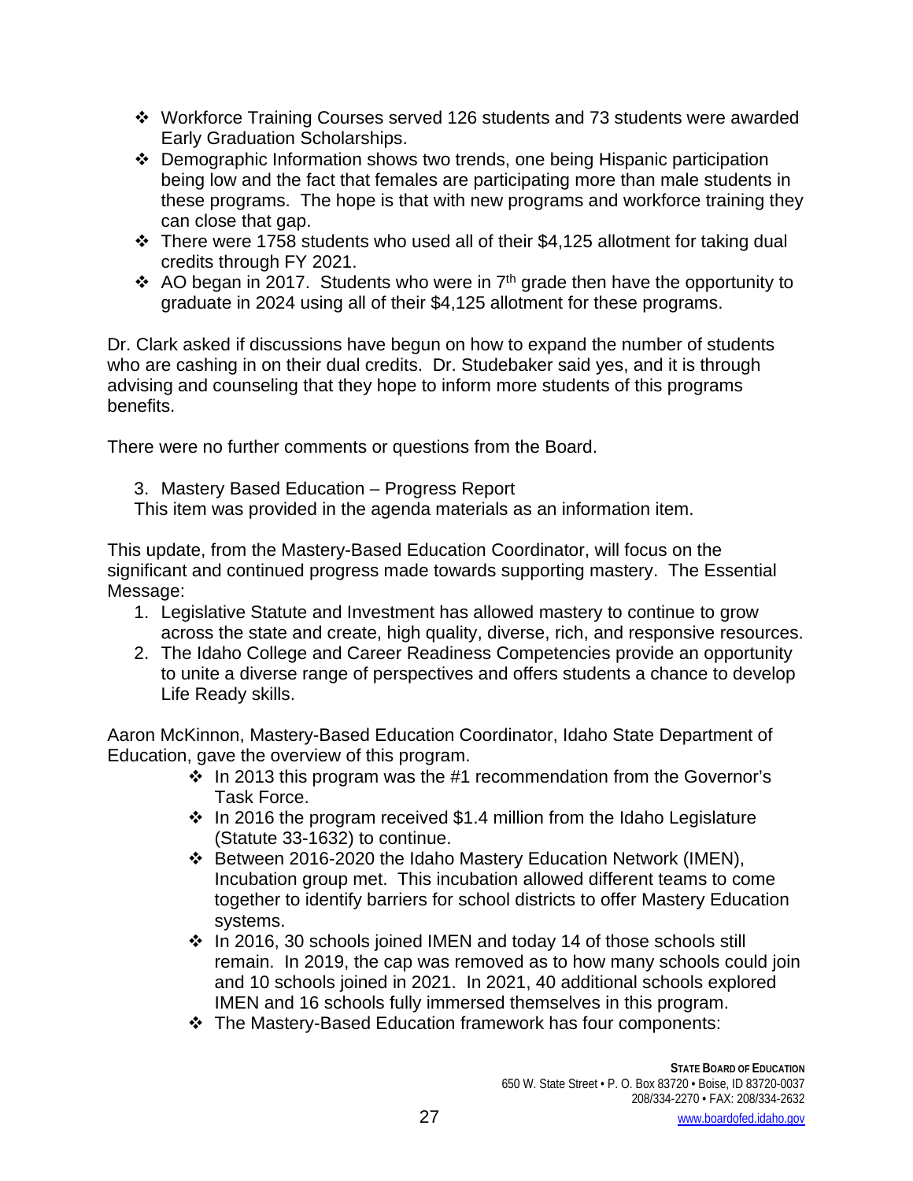- Workforce Training Courses served 126 students and 73 students were awarded Early Graduation Scholarships.
- Demographic Information shows two trends, one being Hispanic participation being low and the fact that females are participating more than male students in these programs. The hope is that with new programs and workforce training they can close that gap.
- There were 1758 students who used all of their $4,125 allotment for taking dual credits through FY 2021.
- AO began in 2017. Students who were in 7th grade then have the opportunity to graduate in 2024 using all of their $4,125 allotment for these programs.

Dr. Clark asked if discussions have begun on how to expand the number of students who are cashing in on their dual credits. Dr. Studebaker said yes, and it is through advising and counseling that they hope to inform more students of this programs benefits.

There were no further comments or questions from the Board.

3. Mastery Based Education – Progress Report

This item was provided in the agenda materials as an information item.

This update, from the Mastery-Based Education Coordinator, will focus on the significant and continued progress made towards supporting mastery. The Essential Message:

1. Legislative Statute and Investment has allowed mastery to continue to grow across the state and create, high quality, diverse, rich, and responsive resources.
2. The Idaho College and Career Readiness Competencies provide an opportunity to unite a diverse range of perspectives and offers students a chance to develop Life Ready skills.

Aaron McKinnon, Mastery-Based Education Coordinator, Idaho State Department of Education, gave the overview of this program.

- In 2013 this program was the #1 recommendation from the Governor's Task Force.
- In 2016 the program received $1.4 million from the Idaho Legislature (Statute 33-1632) to continue.
- Between 2016-2020 the Idaho Mastery Education Network (IMEN), Incubation group met. This incubation allowed different teams to come together to identify barriers for school districts to offer Mastery Education systems.
- In 2016, 30 schools joined IMEN and today 14 of those schools still remain. In 2019, the cap was removed as to how many schools could join and 10 schools joined in 2021. In 2021, 40 additional schools explored IMEN and 16 schools fully immersed themselves in this program.
- The Mastery-Based Education framework has four components: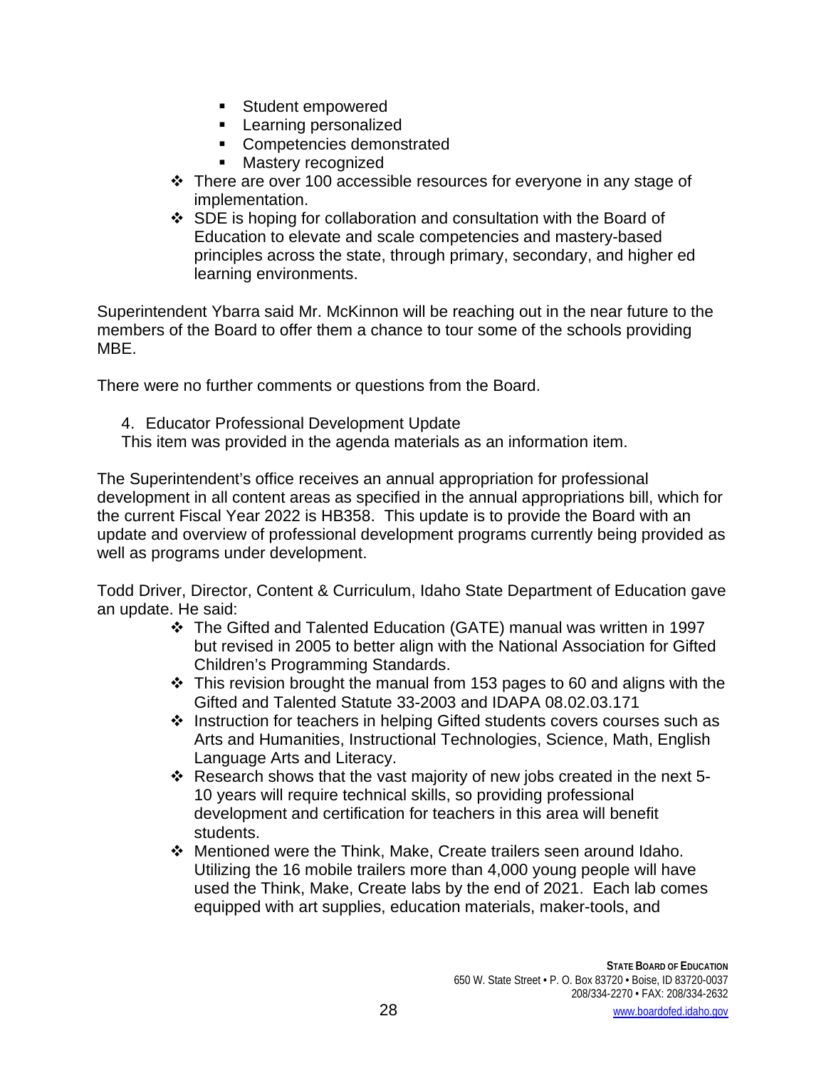- Student empowered
- Learning personalized
- Competencies demonstrated
- Mastery recognized

❖ There are over 100 accessible resources for everyone in any stage of implementation.

❖ SDE is hoping for collaboration and consultation with the Board of Education to elevate and scale competencies and mastery-based principles across the state, through primary, secondary, and higher ed learning environments.

Superintendent Ybarra said Mr. McKinnon will be reaching out in the near future to the members of the Board to offer them a chance to tour some of the schools providing MBE.

There were no further comments or questions from the Board.

4. Educator Professional Development Update

This item was provided in the agenda materials as an information item.

The Superintendent's office receives an annual appropriation for professional development in all content areas as specified in the annual appropriations bill, which for the current Fiscal Year 2022 is HB358. This update is to provide the Board with an update and overview of professional development programs currently being provided as well as programs under development.

Todd Driver, Director, Content & Curriculum, Idaho State Department of Education gave an update. He said:

❖ The Gifted and Talented Education (GATE) manual was written in 1997 but revised in 2005 to better align with the National Association for Gifted Children's Programming Standards.

❖ This revision brought the manual from 153 pages to 60 and aligns with the Gifted and Talented Statute 33-2003 and IDAPA 08.02.03.171

❖ Instruction for teachers in helping Gifted students covers courses such as Arts and Humanities, Instructional Technologies, Science, Math, English Language Arts and Literacy.

❖ Research shows that the vast majority of new jobs created in the next 5-10 years will require technical skills, so providing professional development and certification for teachers in this area will benefit students.

❖ Mentioned were the Think, Make, Create trailers seen around Idaho. Utilizing the 16 mobile trailers more than 4,000 young people will have used the Think, Make, Create labs by the end of 2021. Each lab comes equipped with art supplies, education materials, maker-tools, and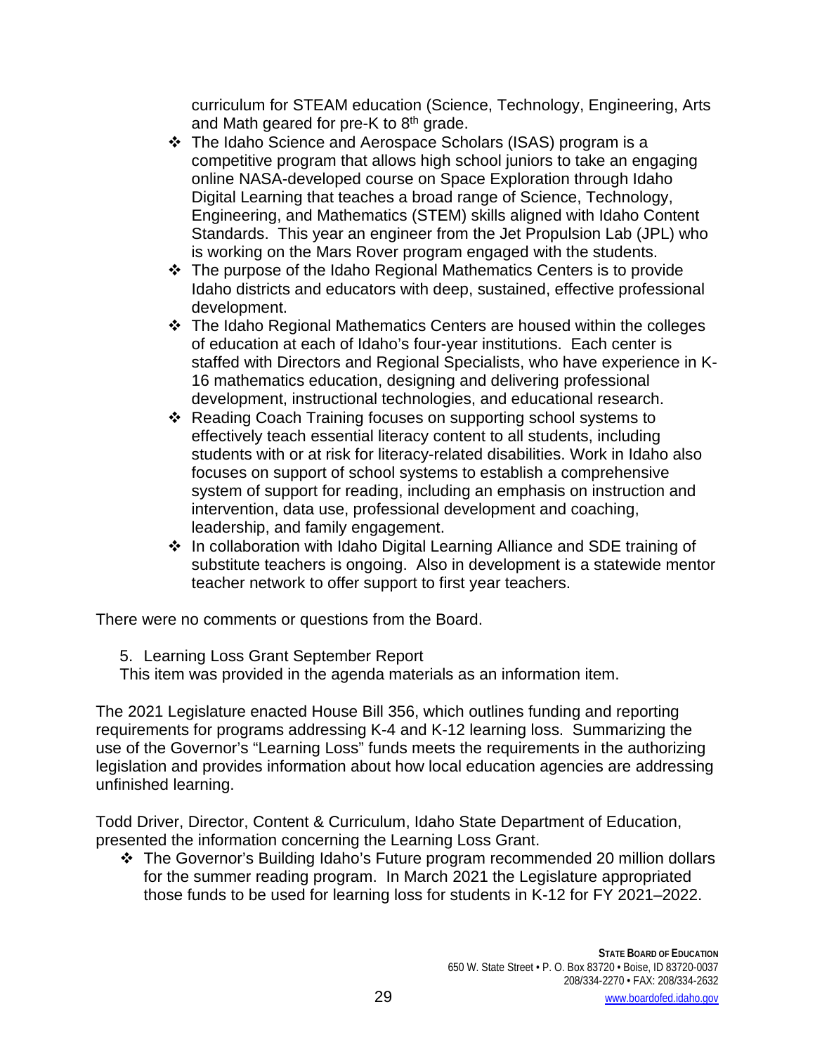curriculum for STEAM education (Science, Technology, Engineering, Arts and Math geared for pre-K to 8th grade.

- The Idaho Science and Aerospace Scholars (ISAS) program is a competitive program that allows high school juniors to take an engaging online NASA-developed course on Space Exploration through Idaho Digital Learning that teaches a broad range of Science, Technology, Engineering, and Mathematics (STEM) skills aligned with Idaho Content Standards. This year an engineer from the Jet Propulsion Lab (JPL) who is working on the Mars Rover program engaged with the students.
- The purpose of the Idaho Regional Mathematics Centers is to provide Idaho districts and educators with deep, sustained, effective professional development.
- The Idaho Regional Mathematics Centers are housed within the colleges of education at each of Idaho's four-year institutions. Each center is staffed with Directors and Regional Specialists, who have experience in K-16 mathematics education, designing and delivering professional development, instructional technologies, and educational research.
- Reading Coach Training focuses on supporting school systems to effectively teach essential literacy content to all students, including students with or at risk for literacy-related disabilities. Work in Idaho also focuses on support of school systems to establish a comprehensive system of support for reading, including an emphasis on instruction and intervention, data use, professional development and coaching, leadership, and family engagement.
- In collaboration with Idaho Digital Learning Alliance and SDE training of substitute teachers is ongoing. Also in development is a statewide mentor teacher network to offer support to first year teachers.

There were no comments or questions from the Board.

5. Learning Loss Grant September Report

This item was provided in the agenda materials as an information item.

The 2021 Legislature enacted House Bill 356, which outlines funding and reporting requirements for programs addressing K-4 and K-12 learning loss. Summarizing the use of the Governor's "Learning Loss" funds meets the requirements in the authorizing legislation and provides information about how local education agencies are addressing unfinished learning.

Todd Driver, Director, Content & Curriculum, Idaho State Department of Education, presented the information concerning the Learning Loss Grant.

- The Governor's Building Idaho's Future program recommended 20 million dollars for the summer reading program. In March 2021 the Legislature appropriated those funds to be used for learning loss for students in K-12 for FY 2021–2022.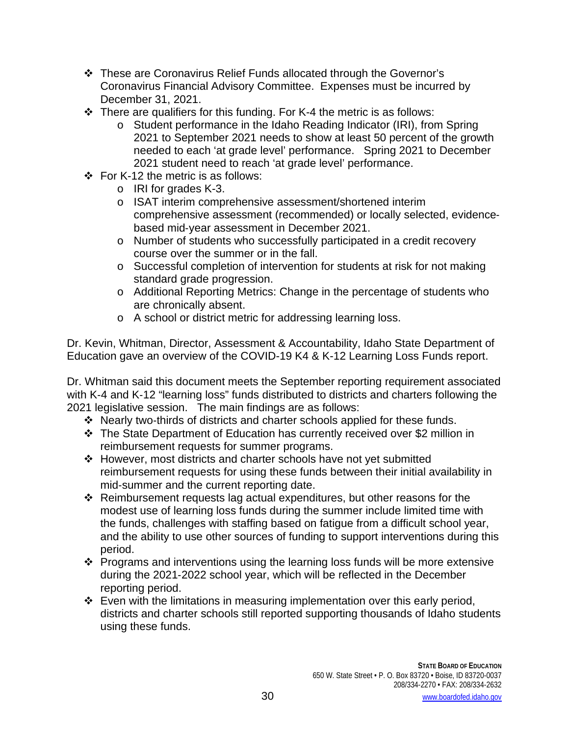- These are Coronavirus Relief Funds allocated through the Governor's Coronavirus Financial Advisory Committee. Expenses must be incurred by December 31, 2021.
- There are qualifiers for this funding. For K-4 the metric is as follows:
  - Student performance in the Idaho Reading Indicator (IRI), from Spring 2021 to September 2021 needs to show at least 50 percent of the growth needed to each 'at grade level' performance. Spring 2021 to December 2021 student need to reach 'at grade level' performance.
- For K-12 the metric is as follows:
  - IRI for grades K-3.
  - ISAT interim comprehensive assessment/shortened interim comprehensive assessment (recommended) or locally selected, evidence-based mid-year assessment in December 2021.
  - Number of students who successfully participated in a credit recovery course over the summer or in the fall.
  - Successful completion of intervention for students at risk for not making standard grade progression.
  - Additional Reporting Metrics: Change in the percentage of students who are chronically absent.
  - A school or district metric for addressing learning loss.

Dr. Kevin, Whitman, Director, Assessment & Accountability, Idaho State Department of Education gave an overview of the COVID-19 K4 & K-12 Learning Loss Funds report.

Dr. Whitman said this document meets the September reporting requirement associated with K-4 and K-12 "learning loss" funds distributed to districts and charters following the 2021 legislative session. The main findings are as follows:

- Nearly two-thirds of districts and charter schools applied for these funds.
- The State Department of Education has currently received over $2 million in reimbursement requests for summer programs.
- However, most districts and charter schools have not yet submitted reimbursement requests for using these funds between their initial availability in mid-summer and the current reporting date.
- Reimbursement requests lag actual expenditures, but other reasons for the modest use of learning loss funds during the summer include limited time with the funds, challenges with staffing based on fatigue from a difficult school year, and the ability to use other sources of funding to support interventions during this period.
- Programs and interventions using the learning loss funds will be more extensive during the 2021-2022 school year, which will be reflected in the December reporting period.
- Even with the limitations in measuring implementation over this early period, districts and charter schools still reported supporting thousands of Idaho students using these funds.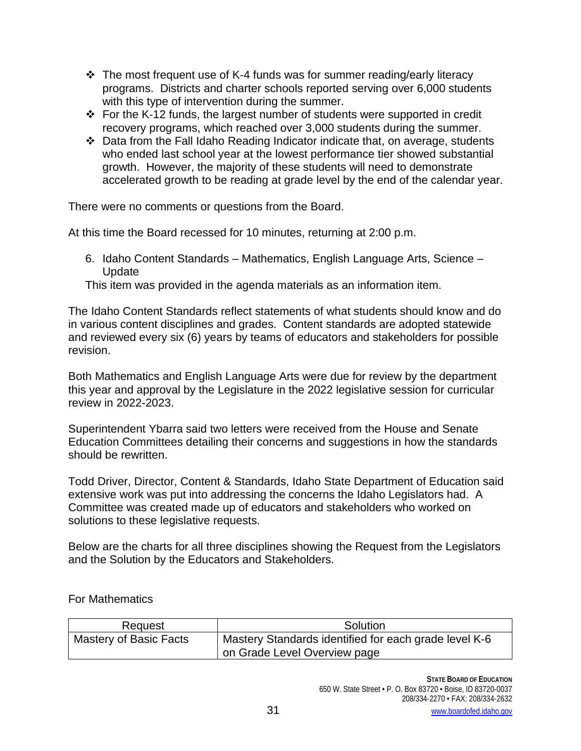- ❖ The most frequent use of K-4 funds was for summer reading/early literacy programs. Districts and charter schools reported serving over 6,000 students with this type of intervention during the summer.
- ❖ For the K-12 funds, the largest number of students were supported in credit recovery programs, which reached over 3,000 students during the summer.
- ❖ Data from the Fall Idaho Reading Indicator indicate that, on average, students who ended last school year at the lowest performance tier showed substantial growth. However, the majority of these students will need to demonstrate accelerated growth to be reading at grade level by the end of the calendar year.

There were no comments or questions from the Board.

At this time the Board recessed for 10 minutes, returning at 2:00 p.m.

6. Idaho Content Standards – Mathematics, English Language Arts, Science – Update

This item was provided in the agenda materials as an information item.

The Idaho Content Standards reflect statements of what students should know and do in various content disciplines and grades. Content standards are adopted statewide and reviewed every six (6) years by teams of educators and stakeholders for possible revision.

Both Mathematics and English Language Arts were due for review by the department this year and approval by the Legislature in the 2022 legislative session for curricular review in 2022-2023.

Superintendent Ybarra said two letters were received from the House and Senate Education Committees detailing their concerns and suggestions in how the standards should be rewritten.

Todd Driver, Director, Content & Standards, Idaho State Department of Education said extensive work was put into addressing the concerns the Idaho Legislators had. A Committee was created made up of educators and stakeholders who worked on solutions to these legislative requests.

Below are the charts for all three disciplines showing the Request from the Legislators and the Solution by the Educators and Stakeholders.

For Mathematics

| Request | Solution |
|---|---|
| Mastery of Basic Facts | Mastery Standards identified for each grade level K-6 on Grade Level Overview page |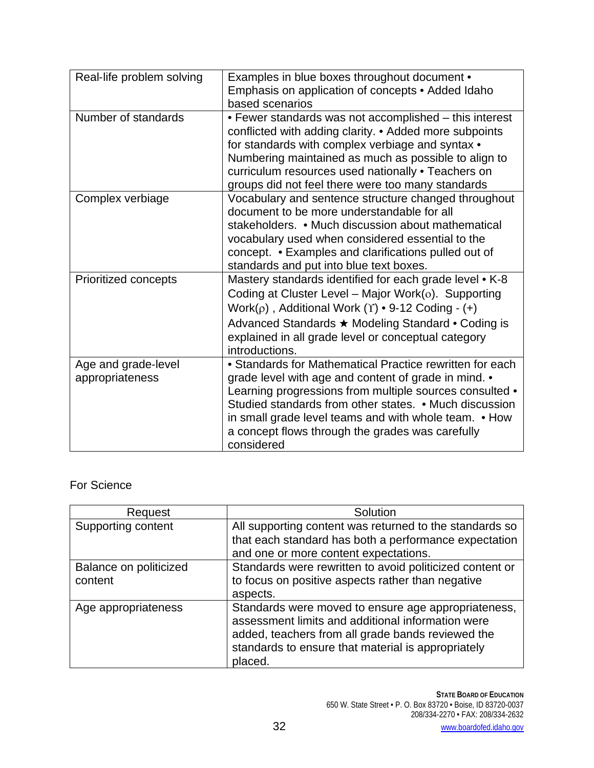| | |
|---|---|
| Real-life problem solving | Examples in blue boxes throughout document • Emphasis on application of concepts • Added Idaho based scenarios |
| Number of standards | • Fewer standards was not accomplished – this interest conflicted with adding clarity. • Added more subpoints for standards with complex verbiage and syntax • Numbering maintained as much as possible to align to curriculum resources used nationally • Teachers on groups did not feel there were too many standards |
| Complex verbiage | Vocabulary and sentence structure changed throughout document to be more understandable for all stakeholders. • Much discussion about mathematical vocabulary used when considered essential to the concept. • Examples and clarifications pulled out of standards and put into blue text boxes. |
| Prioritized concepts | Mastery standards identified for each grade level • K-8 Coding at Cluster Level – Major Work(ο). Supporting Work(ρ) , Additional Work (ϒ) • 9-12 Coding - (+) Advanced Standards ★ Modeling Standard • Coding is explained in all grade level or conceptual category introductions. |
| Age and grade-level appropriateness | • Standards for Mathematical Practice rewritten for each grade level with age and content of grade in mind. • Learning progressions from multiple sources consulted • Studied standards from other states. • Much discussion in small grade level teams and with whole team. • How a concept flows through the grades was carefully considered |

For Science

| Request | Solution |
|---|---|
| Supporting content | All supporting content was returned to the standards so that each standard has both a performance expectation and one or more content expectations. |
| Balance on politicized content | Standards were rewritten to avoid politicized content or to focus on positive aspects rather than negative aspects. |
| Age appropriateness | Standards were moved to ensure age appropriateness, assessment limits and additional information were added, teachers from all grade bands reviewed the standards to ensure that material is appropriately placed. |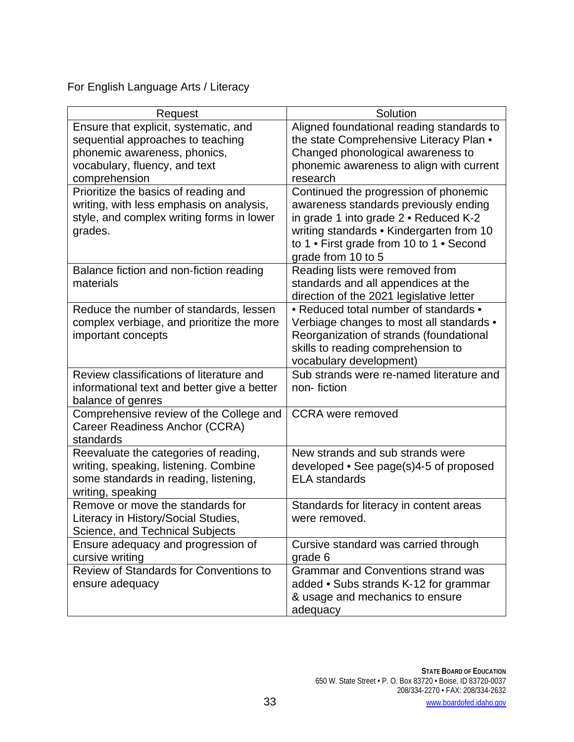For English Language Arts / Literacy

| Request | Solution |
| --- | --- |
| Ensure that explicit, systematic, and sequential approaches to teaching phonemic awareness, phonics, vocabulary, fluency, and text comprehension | Aligned foundational reading standards to the state Comprehensive Literacy Plan • Changed phonological awareness to phonemic awareness to align with current research |
| Prioritize the basics of reading and writing, with less emphasis on analysis, style, and complex writing forms in lower grades. | Continued the progression of phonemic awareness standards previously ending in grade 1 into grade 2 • Reduced K-2 writing standards • Kindergarten from 10 to 1 • First grade from 10 to 1 • Second grade from 10 to 5 |
| Balance fiction and non-fiction reading materials | Reading lists were removed from standards and all appendices at the direction of the 2021 legislative letter |
| Reduce the number of standards, lessen complex verbiage, and prioritize the more important concepts | • Reduced total number of standards • Verbiage changes to most all standards • Reorganization of strands (foundational skills to reading comprehension to vocabulary development) |
| Review classifications of literature and informational text and better give a better balance of genres | Sub strands were re-named literature and non- fiction |
| Comprehensive review of the College and Career Readiness Anchor (CCRA) standards | CCRA were removed |
| Reevaluate the categories of reading, writing, speaking, listening. Combine some standards in reading, listening, writing, speaking | New strands and sub strands were developed • See page(s)4-5 of proposed ELA standards |
| Remove or move the standards for Literacy in History/Social Studies, Science, and Technical Subjects | Standards for literacy in content areas were removed. |
| Ensure adequacy and progression of cursive writing | Cursive standard was carried through grade 6 |
| Review of Standards for Conventions to ensure adequacy | Grammar and Conventions strand was added • Subs strands K-12 for grammar & usage and mechanics to ensure adequacy |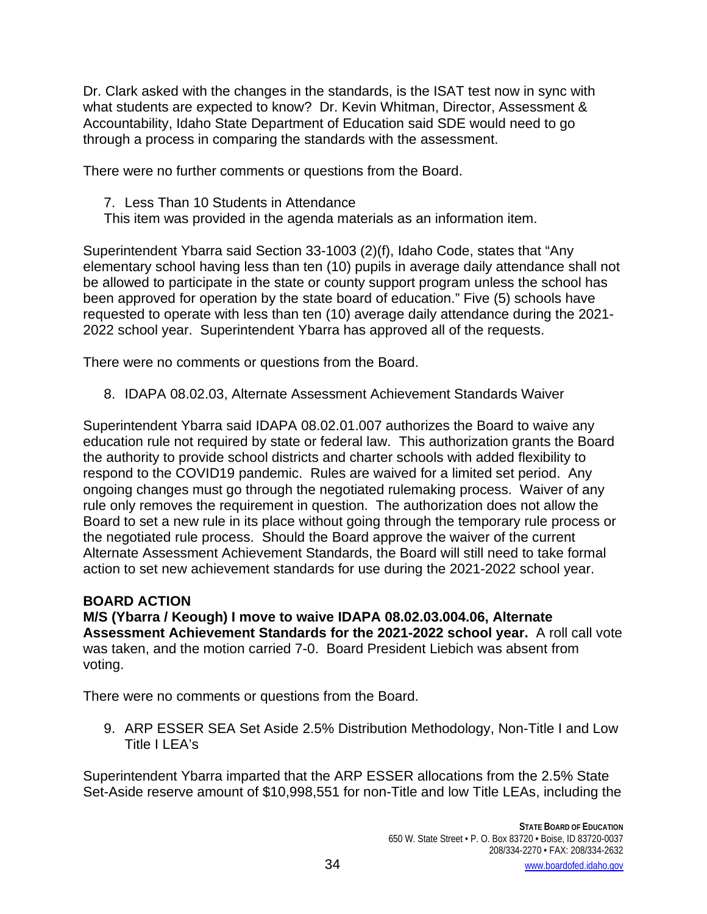Dr. Clark asked with the changes in the standards, is the ISAT test now in sync with what students are expected to know? Dr. Kevin Whitman, Director, Assessment & Accountability, Idaho State Department of Education said SDE would need to go through a process in comparing the standards with the assessment.

There were no further comments or questions from the Board.

7. Less Than 10 Students in Attendance

This item was provided in the agenda materials as an information item.

Superintendent Ybarra said Section 33-1003 (2)(f), Idaho Code, states that "Any elementary school having less than ten (10) pupils in average daily attendance shall not be allowed to participate in the state or county support program unless the school has been approved for operation by the state board of education." Five (5) schools have requested to operate with less than ten (10) average daily attendance during the 2021-2022 school year. Superintendent Ybarra has approved all of the requests.

There were no comments or questions from the Board.

8. IDAPA 08.02.03, Alternate Assessment Achievement Standards Waiver

Superintendent Ybarra said IDAPA 08.02.01.007 authorizes the Board to waive any education rule not required by state or federal law. This authorization grants the Board the authority to provide school districts and charter schools with added flexibility to respond to the COVID19 pandemic. Rules are waived for a limited set period. Any ongoing changes must go through the negotiated rulemaking process. Waiver of any rule only removes the requirement in question. The authorization does not allow the Board to set a new rule in its place without going through the temporary rule process or the negotiated rule process. Should the Board approve the waiver of the current Alternate Assessment Achievement Standards, the Board will still need to take formal action to set new achievement standards for use during the 2021-2022 school year.

**BOARD ACTION**

**M/S (Ybarra / Keough) I move to waive IDAPA 08.02.03.004.06, Alternate Assessment Achievement Standards for the 2021-2022 school year.** A roll call vote was taken, and the motion carried 7-0. Board President Liebich was absent from voting.

There were no comments or questions from the Board.

9. ARP ESSER SEA Set Aside 2.5% Distribution Methodology, Non-Title I and Low Title I LEA's

Superintendent Ybarra imparted that the ARP ESSER allocations from the 2.5% State Set-Aside reserve amount of $10,998,551 for non-Title and low Title LEAs, including the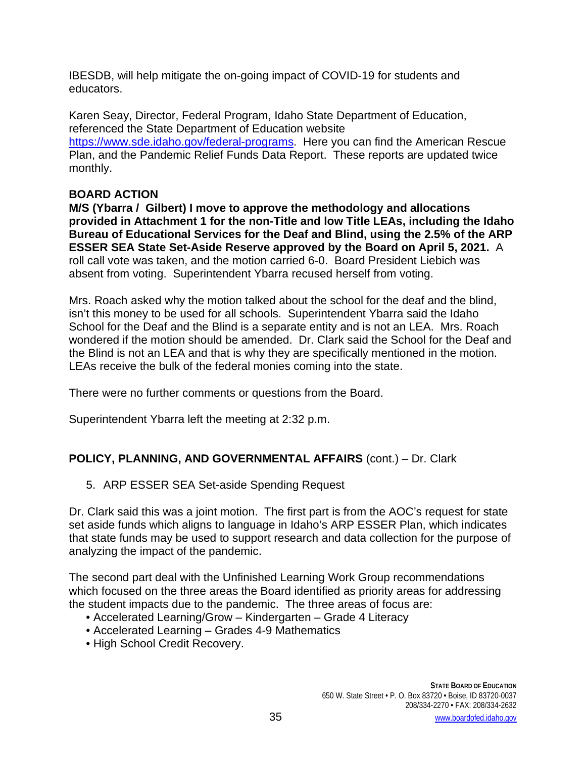IBESDB, will help mitigate the on-going impact of COVID-19 for students and educators.

Karen Seay, Director, Federal Program, Idaho State Department of Education, referenced the State Department of Education website https://www.sde.idaho.gov/federal-programs. Here you can find the American Rescue Plan, and the Pandemic Relief Funds Data Report. These reports are updated twice monthly.

**BOARD ACTION**

**M/S (Ybarra / Gilbert) I move to approve the methodology and allocations provided in Attachment 1 for the non-Title and low Title LEAs, including the Idaho Bureau of Educational Services for the Deaf and Blind, using the 2.5% of the ARP ESSER SEA State Set-Aside Reserve approved by the Board on April 5, 2021.** A roll call vote was taken, and the motion carried 6-0. Board President Liebich was absent from voting. Superintendent Ybarra recused herself from voting.

Mrs. Roach asked why the motion talked about the school for the deaf and the blind, isn't this money to be used for all schools. Superintendent Ybarra said the Idaho School for the Deaf and the Blind is a separate entity and is not an LEA. Mrs. Roach wondered if the motion should be amended. Dr. Clark said the School for the Deaf and the Blind is not an LEA and that is why they are specifically mentioned in the motion. LEAs receive the bulk of the federal monies coming into the state.

There were no further comments or questions from the Board.

Superintendent Ybarra left the meeting at 2:32 p.m.

## **POLICY, PLANNING, AND GOVERNMENTAL AFFAIRS** (cont.) – Dr. Clark

5. ARP ESSER SEA Set-aside Spending Request

Dr. Clark said this was a joint motion. The first part is from the AOC's request for state set aside funds which aligns to language in Idaho's ARP ESSER Plan, which indicates that state funds may be used to support research and data collection for the purpose of analyzing the impact of the pandemic.

The second part deal with the Unfinished Learning Work Group recommendations which focused on the three areas the Board identified as priority areas for addressing the student impacts due to the pandemic. The three areas of focus are:

- Accelerated Learning/Grow – Kindergarten – Grade 4 Literacy
- Accelerated Learning – Grades 4-9 Mathematics
- High School Credit Recovery.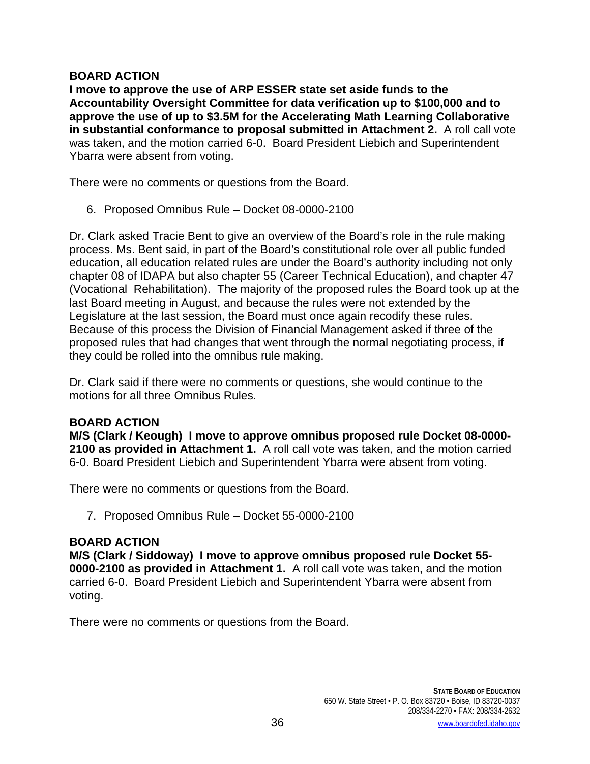**BOARD ACTION**

**I move to approve the use of ARP ESSER state set aside funds to the Accountability Oversight Committee for data verification up to $100,000 and to approve the use of up to $3.5M for the Accelerating Math Learning Collaborative in substantial conformance to proposal submitted in Attachment 2.** A roll call vote was taken, and the motion carried 6-0. Board President Liebich and Superintendent Ybarra were absent from voting.

There were no comments or questions from the Board.

6. Proposed Omnibus Rule – Docket 08-0000-2100

Dr. Clark asked Tracie Bent to give an overview of the Board's role in the rule making process. Ms. Bent said, in part of the Board's constitutional role over all public funded education, all education related rules are under the Board's authority including not only chapter 08 of IDAPA but also chapter 55 (Career Technical Education), and chapter 47 (Vocational Rehabilitation). The majority of the proposed rules the Board took up at the last Board meeting in August, and because the rules were not extended by the Legislature at the last session, the Board must once again recodify these rules. Because of this process the Division of Financial Management asked if three of the proposed rules that had changes that went through the normal negotiating process, if they could be rolled into the omnibus rule making.

Dr. Clark said if there were no comments or questions, she would continue to the motions for all three Omnibus Rules.

**BOARD ACTION**

**M/S (Clark / Keough) I move to approve omnibus proposed rule Docket 08-0000-2100 as provided in Attachment 1.** A roll call vote was taken, and the motion carried 6-0. Board President Liebich and Superintendent Ybarra were absent from voting.

There were no comments or questions from the Board.

7. Proposed Omnibus Rule – Docket 55-0000-2100

**BOARD ACTION**

**M/S (Clark / Siddoway) I move to approve omnibus proposed rule Docket 55-0000-2100 as provided in Attachment 1.** A roll call vote was taken, and the motion carried 6-0. Board President Liebich and Superintendent Ybarra were absent from voting.

There were no comments or questions from the Board.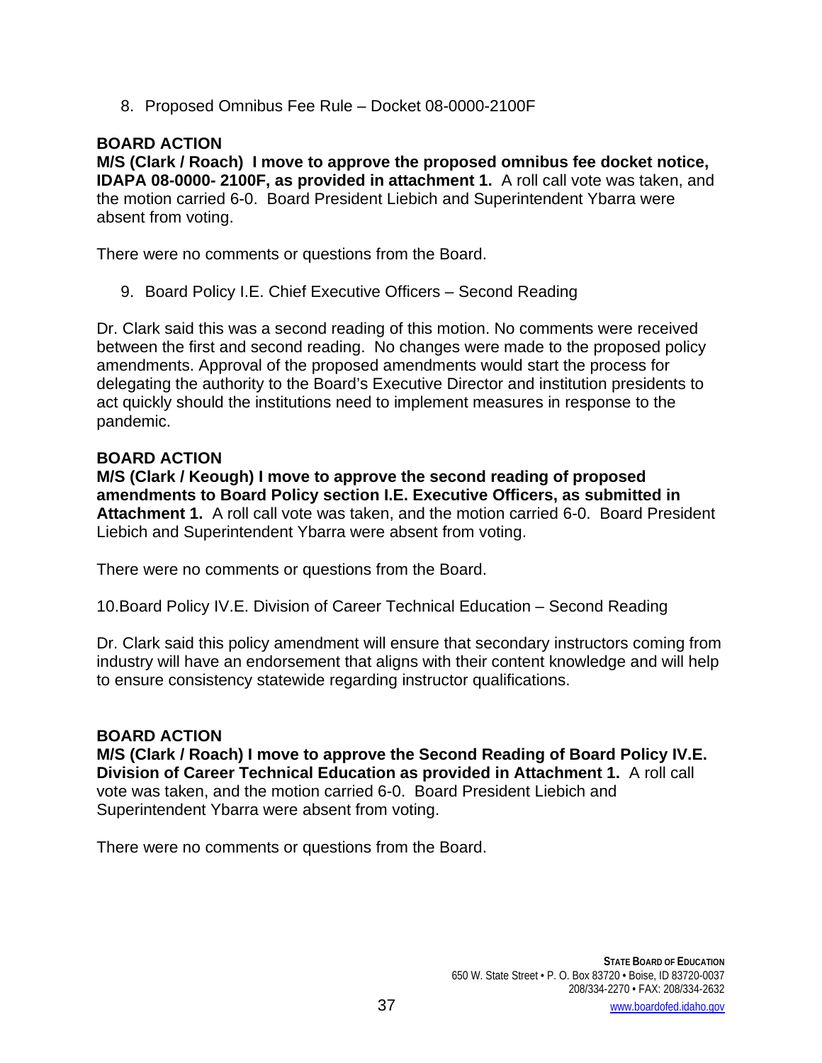8. Proposed Omnibus Fee Rule – Docket 08-0000-2100F

**BOARD ACTION**

**M/S (Clark / Roach) I move to approve the proposed omnibus fee docket notice, IDAPA 08-0000- 2100F, as provided in attachment 1.** A roll call vote was taken, and the motion carried 6-0. Board President Liebich and Superintendent Ybarra were absent from voting.

There were no comments or questions from the Board.

9. Board Policy I.E. Chief Executive Officers – Second Reading

Dr. Clark said this was a second reading of this motion. No comments were received between the first and second reading. No changes were made to the proposed policy amendments. Approval of the proposed amendments would start the process for delegating the authority to the Board's Executive Director and institution presidents to act quickly should the institutions need to implement measures in response to the pandemic.

**BOARD ACTION**

**M/S (Clark / Keough) I move to approve the second reading of proposed amendments to Board Policy section I.E. Executive Officers, as submitted in Attachment 1.** A roll call vote was taken, and the motion carried 6-0. Board President Liebich and Superintendent Ybarra were absent from voting.

There were no comments or questions from the Board.

10. Board Policy IV.E. Division of Career Technical Education – Second Reading

Dr. Clark said this policy amendment will ensure that secondary instructors coming from industry will have an endorsement that aligns with their content knowledge and will help to ensure consistency statewide regarding instructor qualifications.

**BOARD ACTION**

**M/S (Clark / Roach) I move to approve the Second Reading of Board Policy IV.E. Division of Career Technical Education as provided in Attachment 1.** A roll call vote was taken, and the motion carried 6-0. Board President Liebich and Superintendent Ybarra were absent from voting.

There were no comments or questions from the Board.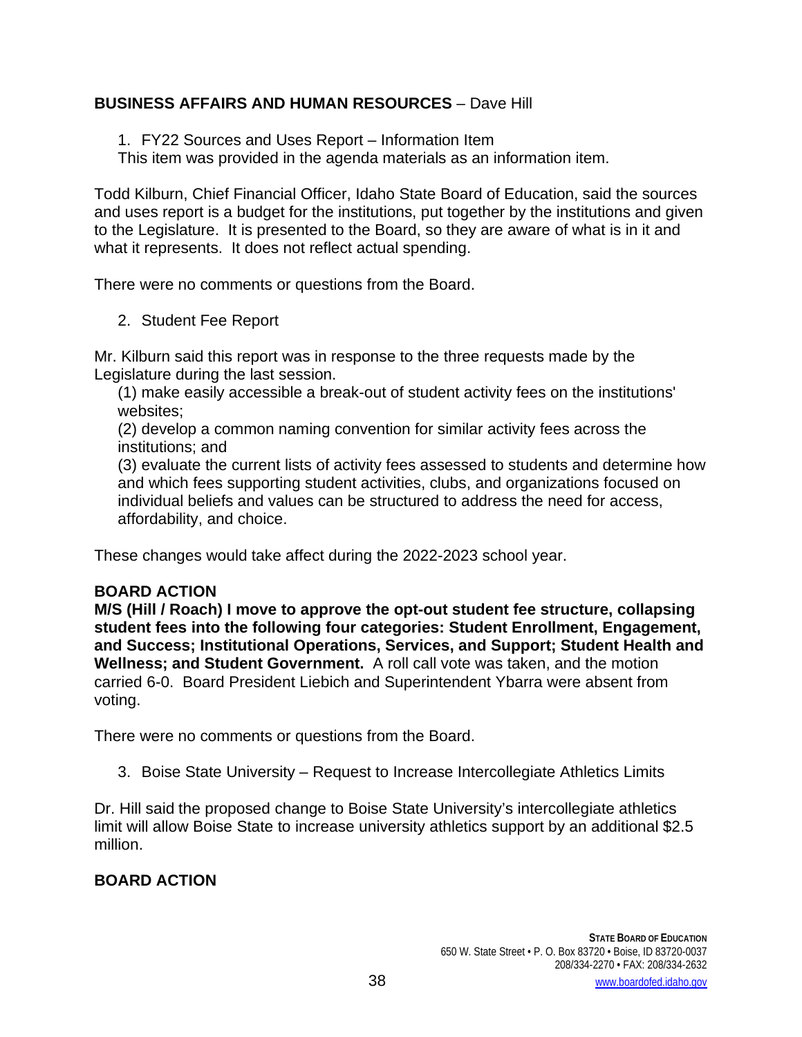**BUSINESS AFFAIRS AND HUMAN RESOURCES** – Dave Hill

1. FY22 Sources and Uses Report – Information Item

   This item was provided in the agenda materials as an information item.

Todd Kilburn, Chief Financial Officer, Idaho State Board of Education, said the sources and uses report is a budget for the institutions, put together by the institutions and given to the Legislature. It is presented to the Board, so they are aware of what is in it and what it represents. It does not reflect actual spending.

There were no comments or questions from the Board.

2. Student Fee Report

Mr. Kilburn said this report was in response to the three requests made by the Legislature during the last session.

(1) make easily accessible a break-out of student activity fees on the institutions' websites;

(2) develop a common naming convention for similar activity fees across the institutions; and

(3) evaluate the current lists of activity fees assessed to students and determine how and which fees supporting student activities, clubs, and organizations focused on individual beliefs and values can be structured to address the need for access, affordability, and choice.

These changes would take affect during the 2022-2023 school year.

**BOARD ACTION**

**M/S (Hill / Roach) I move to approve the opt-out student fee structure, collapsing student fees into the following four categories: Student Enrollment, Engagement, and Success; Institutional Operations, Services, and Support; Student Health and Wellness; and Student Government.** A roll call vote was taken, and the motion carried 6-0. Board President Liebich and Superintendent Ybarra were absent from voting.

There were no comments or questions from the Board.

3. Boise State University – Request to Increase Intercollegiate Athletics Limits

Dr. Hill said the proposed change to Boise State University's intercollegiate athletics limit will allow Boise State to increase university athletics support by an additional $2.5 million.

**BOARD ACTION**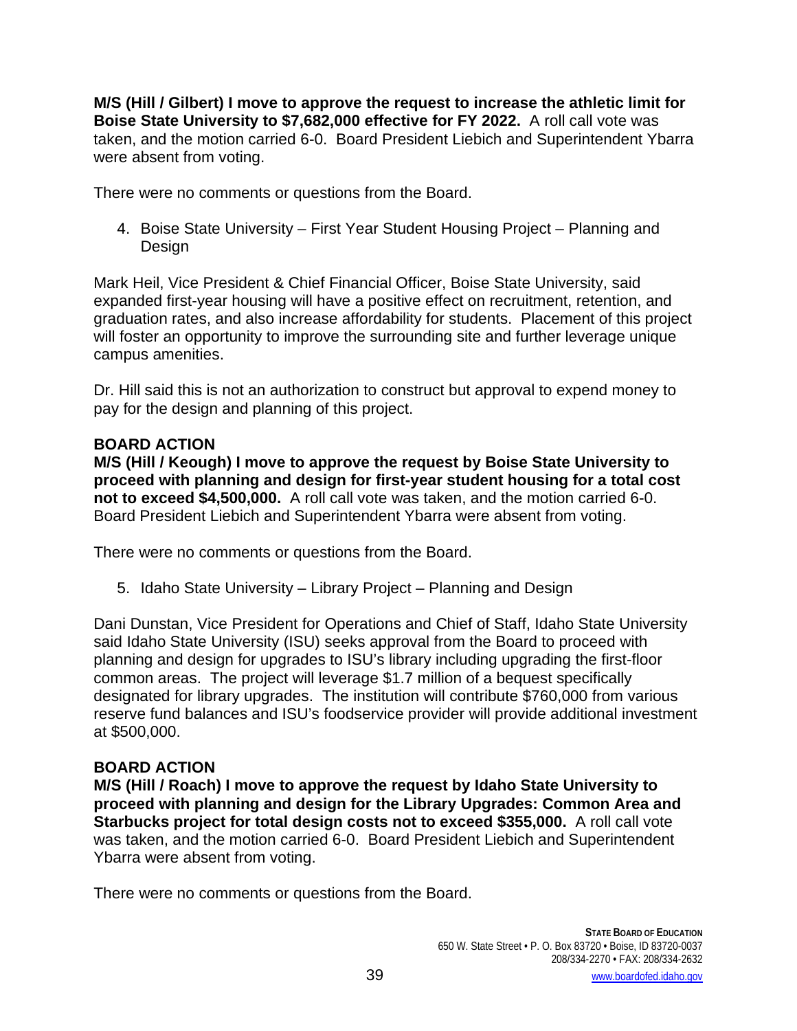**M/S (Hill / Gilbert) I move to approve the request to increase the athletic limit for Boise State University to $7,682,000 effective for FY 2022.** A roll call vote was taken, and the motion carried 6-0. Board President Liebich and Superintendent Ybarra were absent from voting.

There were no comments or questions from the Board.

4. Boise State University – First Year Student Housing Project – Planning and Design

Mark Heil, Vice President & Chief Financial Officer, Boise State University, said expanded first-year housing will have a positive effect on recruitment, retention, and graduation rates, and also increase affordability for students. Placement of this project will foster an opportunity to improve the surrounding site and further leverage unique campus amenities.

Dr. Hill said this is not an authorization to construct but approval to expend money to pay for the design and planning of this project.

**BOARD ACTION**

**M/S (Hill / Keough) I move to approve the request by Boise State University to proceed with planning and design for first-year student housing for a total cost not to exceed $4,500,000.** A roll call vote was taken, and the motion carried 6-0. Board President Liebich and Superintendent Ybarra were absent from voting.

There were no comments or questions from the Board.

5. Idaho State University – Library Project – Planning and Design

Dani Dunstan, Vice President for Operations and Chief of Staff, Idaho State University said Idaho State University (ISU) seeks approval from the Board to proceed with planning and design for upgrades to ISU's library including upgrading the first-floor common areas. The project will leverage $1.7 million of a bequest specifically designated for library upgrades. The institution will contribute $760,000 from various reserve fund balances and ISU's foodservice provider will provide additional investment at $500,000.

**BOARD ACTION**

**M/S (Hill / Roach) I move to approve the request by Idaho State University to proceed with planning and design for the Library Upgrades: Common Area and Starbucks project for total design costs not to exceed $355,000.** A roll call vote was taken, and the motion carried 6-0. Board President Liebich and Superintendent Ybarra were absent from voting.

There were no comments or questions from the Board.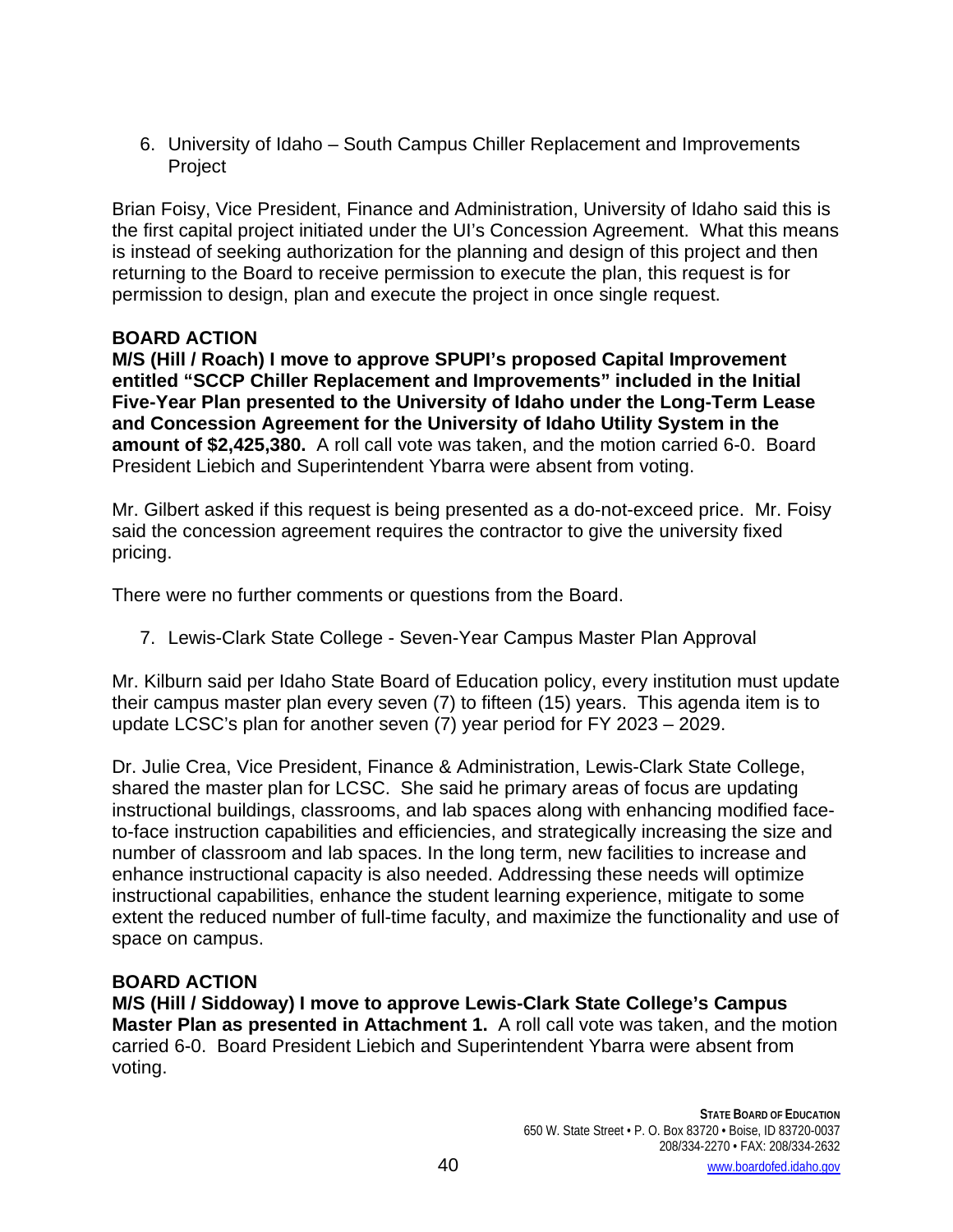6. University of Idaho – South Campus Chiller Replacement and Improvements Project

Brian Foisy, Vice President, Finance and Administration, University of Idaho said this is the first capital project initiated under the UI's Concession Agreement. What this means is instead of seeking authorization for the planning and design of this project and then returning to the Board to receive permission to execute the plan, this request is for permission to design, plan and execute the project in once single request.

**BOARD ACTION**

**M/S (Hill / Roach) I move to approve SPUPI's proposed Capital Improvement entitled "SCCP Chiller Replacement and Improvements" included in the Initial Five-Year Plan presented to the University of Idaho under the Long-Term Lease and Concession Agreement for the University of Idaho Utility System in the amount of $2,425,380.** A roll call vote was taken, and the motion carried 6-0. Board President Liebich and Superintendent Ybarra were absent from voting.

Mr. Gilbert asked if this request is being presented as a do-not-exceed price. Mr. Foisy said the concession agreement requires the contractor to give the university fixed pricing.

There were no further comments or questions from the Board.

7. Lewis-Clark State College - Seven-Year Campus Master Plan Approval

Mr. Kilburn said per Idaho State Board of Education policy, every institution must update their campus master plan every seven (7) to fifteen (15) years. This agenda item is to update LCSC's plan for another seven (7) year period for FY 2023 – 2029.

Dr. Julie Crea, Vice President, Finance & Administration, Lewis-Clark State College, shared the master plan for LCSC. She said he primary areas of focus are updating instructional buildings, classrooms, and lab spaces along with enhancing modified face-to-face instruction capabilities and efficiencies, and strategically increasing the size and number of classroom and lab spaces. In the long term, new facilities to increase and enhance instructional capacity is also needed. Addressing these needs will optimize instructional capabilities, enhance the student learning experience, mitigate to some extent the reduced number of full-time faculty, and maximize the functionality and use of space on campus.

**BOARD ACTION**

**M/S (Hill / Siddoway) I move to approve Lewis-Clark State College's Campus Master Plan as presented in Attachment 1.** A roll call vote was taken, and the motion carried 6-0. Board President Liebich and Superintendent Ybarra were absent from voting.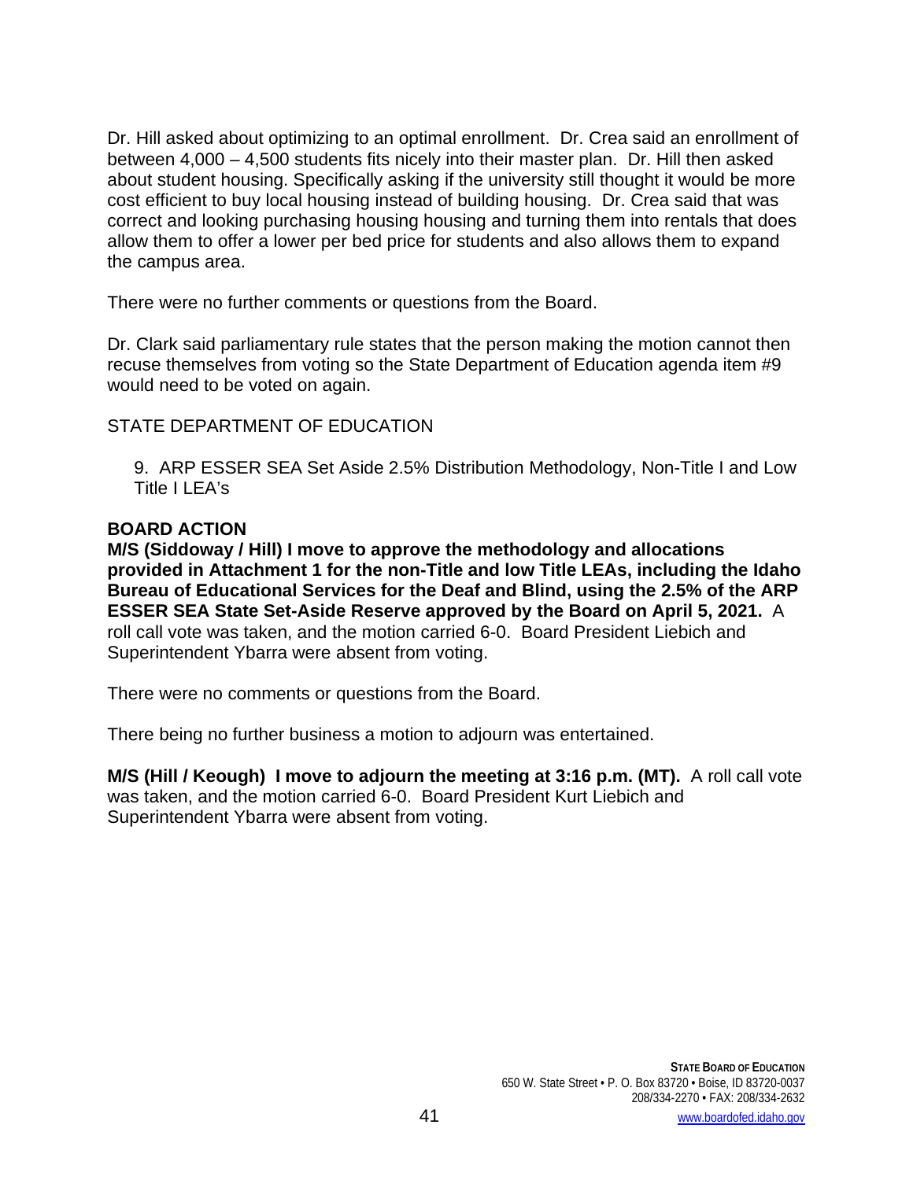Dr. Hill asked about optimizing to an optimal enrollment. Dr. Crea said an enrollment of between 4,000 – 4,500 students fits nicely into their master plan. Dr. Hill then asked about student housing. Specifically asking if the university still thought it would be more cost efficient to buy local housing instead of building housing. Dr. Crea said that was correct and looking purchasing housing housing and turning them into rentals that does allow them to offer a lower per bed price for students and also allows them to expand the campus area.

There were no further comments or questions from the Board.

Dr. Clark said parliamentary rule states that the person making the motion cannot then recuse themselves from voting so the State Department of Education agenda item #9 would need to be voted on again.

STATE DEPARTMENT OF EDUCATION

9. ARP ESSER SEA Set Aside 2.5% Distribution Methodology, Non-Title I and Low Title I LEA's

**BOARD ACTION**

**M/S (Siddoway / Hill) I move to approve the methodology and allocations provided in Attachment 1 for the non-Title and low Title LEAs, including the Idaho Bureau of Educational Services for the Deaf and Blind, using the 2.5% of the ARP ESSER SEA State Set-Aside Reserve approved by the Board on April 5, 2021.** A roll call vote was taken, and the motion carried 6-0. Board President Liebich and Superintendent Ybarra were absent from voting.

There were no comments or questions from the Board.

There being no further business a motion to adjourn was entertained.

**M/S (Hill / Keough) I move to adjourn the meeting at 3:16 p.m. (MT).** A roll call vote was taken, and the motion carried 6-0. Board President Kurt Liebich and Superintendent Ybarra were absent from voting.